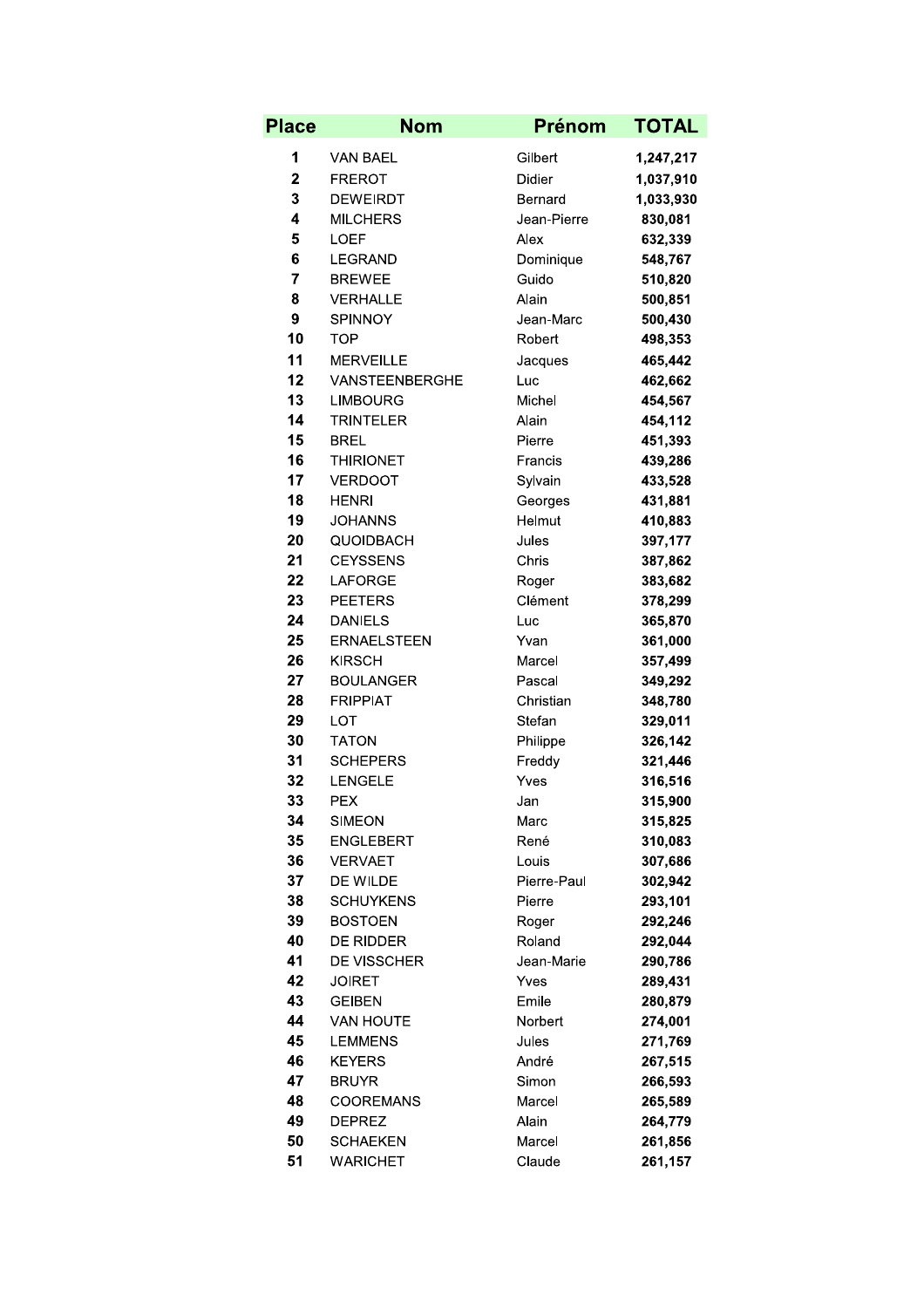| Place | Nom | Prénom | TOTAL |
|---|---|---|---|
| 1 | VAN BAEL | Gilbert | 1,247,217 |
| 2 | FREROT | Didier | 1,037,910 |
| 3 | DEWEIRDT | Bernard | 1,033,930 |
| 4 | MILCHERS | Jean-Pierre | 830,081 |
| 5 | LOEF | Alex | 632,339 |
| 6 | LEGRAND | Dominique | 548,767 |
| 7 | BREWEE | Guido | 510,820 |
| 8 | VERHALLE | Alain | 500,851 |
| 9 | SPINNOY | Jean-Marc | 500,430 |
| 10 | TOP | Robert | 498,353 |
| 11 | MERVEILLE | Jacques | 465,442 |
| 12 | VANSTEENBERGHE | Luc | 462,662 |
| 13 | LIMBOURG | Michel | 454,567 |
| 14 | TRINTELER | Alain | 454,112 |
| 15 | BREL | Pierre | 451,393 |
| 16 | THIRIONET | Francis | 439,286 |
| 17 | VERDOOT | Sylvain | 433,528 |
| 18 | HENRI | Georges | 431,881 |
| 19 | JOHANNS | Helmut | 410,883 |
| 20 | QUOIDBACH | Jules | 397,177 |
| 21 | CEYSSENS | Chris | 387,862 |
| 22 | LAFORGE | Roger | 383,682 |
| 23 | PEETERS | Clément | 378,299 |
| 24 | DANIELS | Luc | 365,870 |
| 25 | ERNAELSTEEN | Yvan | 361,000 |
| 26 | KIRSCH | Marcel | 357,499 |
| 27 | BOULANGER | Pascal | 349,292 |
| 28 | FRIPPIAT | Christian | 348,780 |
| 29 | LOT | Stefan | 329,011 |
| 30 | TATON | Philippe | 326,142 |
| 31 | SCHEPERS | Freddy | 321,446 |
| 32 | LENGELE | Yves | 316,516 |
| 33 | PEX | Jan | 315,900 |
| 34 | SIMEON | Marc | 315,825 |
| 35 | ENGLEBERT | René | 310,083 |
| 36 | VERVAET | Louis | 307,686 |
| 37 | DE WILDE | Pierre-Paul | 302,942 |
| 38 | SCHUYKENS | Pierre | 293,101 |
| 39 | BOSTOEN | Roger | 292,246 |
| 40 | DE RIDDER | Roland | 292,044 |
| 41 | DE VISSCHER | Jean-Marie | 290,786 |
| 42 | JOIRET | Yves | 289,431 |
| 43 | GEIBEN | Emile | 280,879 |
| 44 | VAN HOUTE | Norbert | 274,001 |
| 45 | LEMMENS | Jules | 271,769 |
| 46 | KEYERS | André | 267,515 |
| 47 | BRUYR | Simon | 266,593 |
| 48 | COOREMANS | Marcel | 265,589 |
| 49 | DEPREZ | Alain | 264,779 |
| 50 | SCHAEKEN | Marcel | 261,856 |
| 51 | WARICHET | Claude | 261,157 |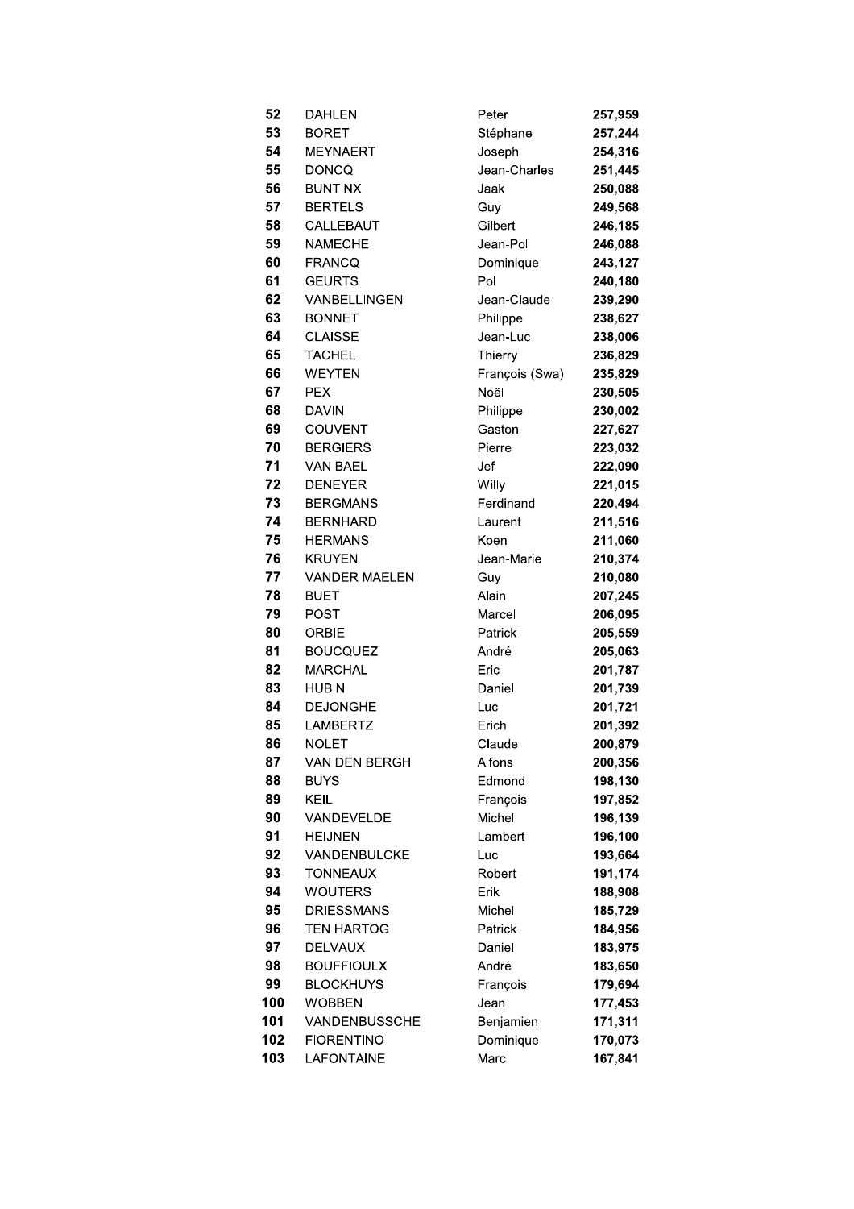| | | | |
|---|---|---|---|
| 52 | DAHLEN | Peter | **257,959** |
| 53 | BORET | Stéphane | **257,244** |
| 54 | MEYNAERT | Joseph | **254,316** |
| 55 | DONCQ | Jean-Charles | **251,445** |
| 56 | BUNTINX | Jaak | **250,088** |
| 57 | BERTELS | Guy | **249,568** |
| 58 | CALLEBAUT | Gilbert | **246,185** |
| 59 | NAMECHE | Jean-Pol | **246,088** |
| 60 | FRANCQ | Dominique | **243,127** |
| 61 | GEURTS | Pol | **240,180** |
| 62 | VANBELLINGEN | Jean-Claude | **239,290** |
| 63 | BONNET | Philippe | **238,627** |
| 64 | CLAISSE | Jean-Luc | **238,006** |
| 65 | TACHEL | Thierry | **236,829** |
| 66 | WEYTEN | François (Swa) | **235,829** |
| 67 | PEX | Noël | **230,505** |
| 68 | DAVIN | Philippe | **230,002** |
| 69 | COUVENT | Gaston | **227,627** |
| 70 | BERGIERS | Pierre | **223,032** |
| 71 | VAN BAEL | Jef | **222,090** |
| 72 | DENEYER | Willy | **221,015** |
| 73 | BERGMANS | Ferdinand | **220,494** |
| 74 | BERNHARD | Laurent | **211,516** |
| 75 | HERMANS | Koen | **211,060** |
| 76 | KRUYEN | Jean-Marie | **210,374** |
| 77 | VANDER MAELEN | Guy | **210,080** |
| 78 | BUET | Alain | **207,245** |
| 79 | POST | Marcel | **206,095** |
| 80 | ORBIE | Patrick | **205,559** |
| 81 | BOUCQUEZ | André | **205,063** |
| 82 | MARCHAL | Eric | **201,787** |
| 83 | HUBIN | Daniel | **201,739** |
| 84 | DEJONGHE | Luc | **201,721** |
| 85 | LAMBERTZ | Erich | **201,392** |
| 86 | NOLET | Claude | **200,879** |
| 87 | VAN DEN BERGH | Alfons | **200,356** |
| 88 | BUYS | Edmond | **198,130** |
| 89 | KEIL | François | **197,852** |
| 90 | VANDEVELDE | Michel | **196,139** |
| 91 | HEIJNEN | Lambert | **196,100** |
| 92 | VANDENBULCKE | Luc | **193,664** |
| 93 | TONNEAUX | Robert | **191,174** |
| 94 | WOUTERS | Erik | **188,908** |
| 95 | DRIESSMANS | Michel | **185,729** |
| 96 | TEN HARTOG | Patrick | **184,956** |
| 97 | DELVAUX | Daniel | **183,975** |
| 98 | BOUFFIOULX | André | **183,650** |
| 99 | BLOCKHUYS | François | **179,694** |
| 100 | WOBBEN | Jean | **177,453** |
| 101 | VANDENBUSSCHE | Benjamien | **171,311** |
| 102 | FIORENTINO | Dominique | **170,073** |
| 103 | LAFONTAINE | Marc | **167,841** |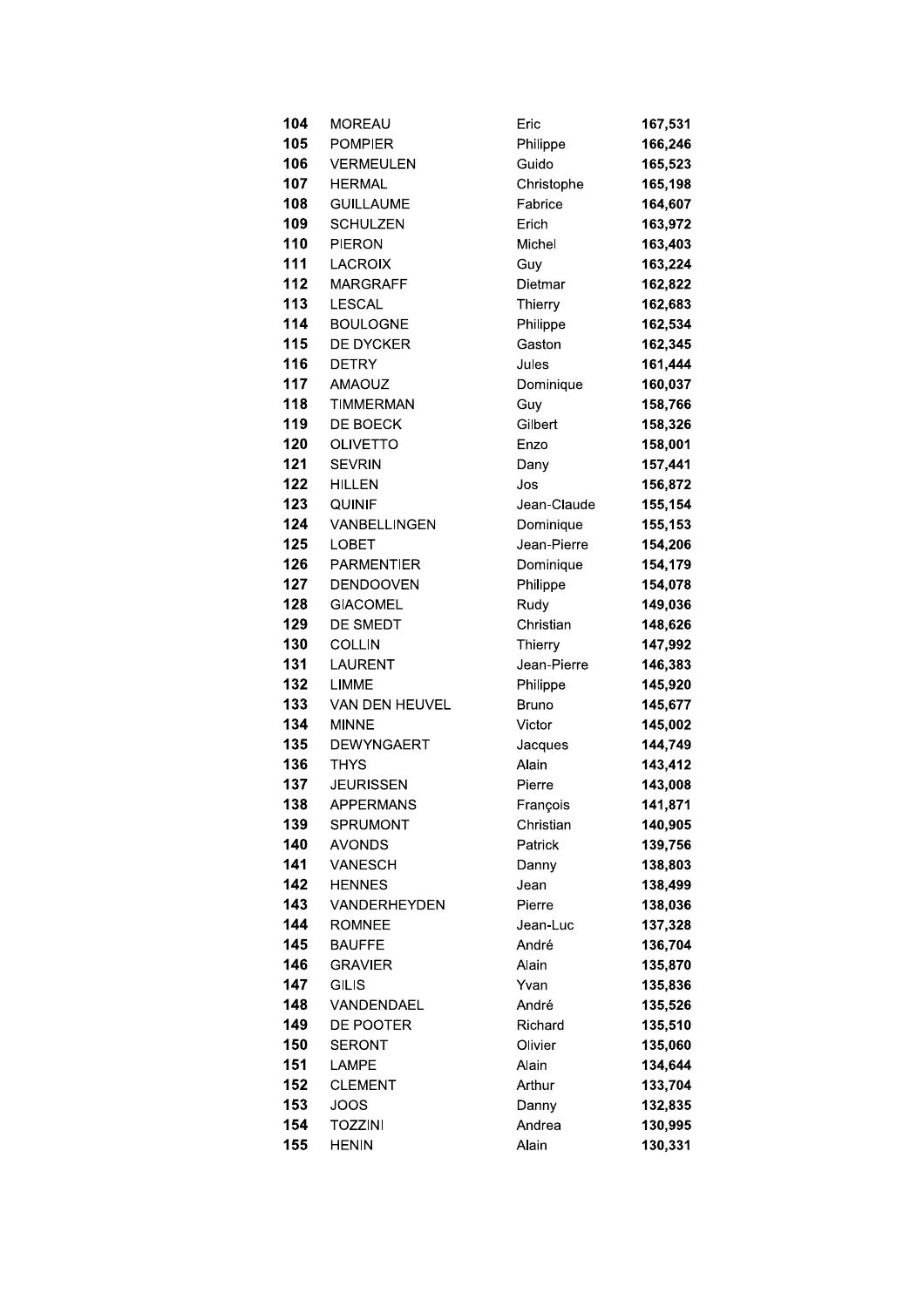| | | | |
|---|---|---|---|
| **104** | MOREAU | Eric | **167,531** |
| **105** | POMPIER | Philippe | **166,246** |
| **106** | VERMEULEN | Guido | **165,523** |
| **107** | HERMAL | Christophe | **165,198** |
| **108** | GUILLAUME | Fabrice | **164,607** |
| **109** | SCHULZEN | Erich | **163,972** |
| **110** | PIERON | Michel | **163,403** |
| **111** | LACROIX | Guy | **163,224** |
| **112** | MARGRAFF | Dietmar | **162,822** |
| **113** | LESCAL | Thierry | **162,683** |
| **114** | BOULOGNE | Philippe | **162,534** |
| **115** | DE DYCKER | Gaston | **162,345** |
| **116** | DETRY | Jules | **161,444** |
| **117** | AMAOUZ | Dominique | **160,037** |
| **118** | TIMMERMAN | Guy | **158,766** |
| **119** | DE BOECK | Gilbert | **158,326** |
| **120** | OLIVETTO | Enzo | **158,001** |
| **121** | SEVRIN | Dany | **157,441** |
| **122** | HILLEN | Jos | **156,872** |
| **123** | QUINIF | Jean-Claude | **155,154** |
| **124** | VANBELLINGEN | Dominique | **155,153** |
| **125** | LOBET | Jean-Pierre | **154,206** |
| **126** | PARMENTIER | Dominique | **154,179** |
| **127** | DENDOOVEN | Philippe | **154,078** |
| **128** | GIACOMEL | Rudy | **149,036** |
| **129** | DE SMEDT | Christian | **148,626** |
| **130** | COLLIN | Thierry | **147,992** |
| **131** | LAURENT | Jean-Pierre | **146,383** |
| **132** | LIMME | Philippe | **145,920** |
| **133** | VAN DEN HEUVEL | Bruno | **145,677** |
| **134** | MINNE | Victor | **145,002** |
| **135** | DEWYNGAERT | Jacques | **144,749** |
| **136** | THYS | Alain | **143,412** |
| **137** | JEURISSEN | Pierre | **143,008** |
| **138** | APPERMANS | François | **141,871** |
| **139** | SPRUMONT | Christian | **140,905** |
| **140** | AVONDS | Patrick | **139,756** |
| **141** | VANESCH | Danny | **138,803** |
| **142** | HENNES | Jean | **138,499** |
| **143** | VANDERHEYDEN | Pierre | **138,036** |
| **144** | ROMNEE | Jean-Luc | **137,328** |
| **145** | BAUFFE | André | **136,704** |
| **146** | GRAVIER | Alain | **135,870** |
| **147** | GILIS | Yvan | **135,836** |
| **148** | VANDENDAEL | André | **135,526** |
| **149** | DE POOTER | Richard | **135,510** |
| **150** | SERONT | Olivier | **135,060** |
| **151** | LAMPE | Alain | **134,644** |
| **152** | CLEMENT | Arthur | **133,704** |
| **153** | JOOS | Danny | **132,835** |
| **154** | TOZZINI | Andrea | **130,995** |
| **155** | HENIN | Alain | **130,331** |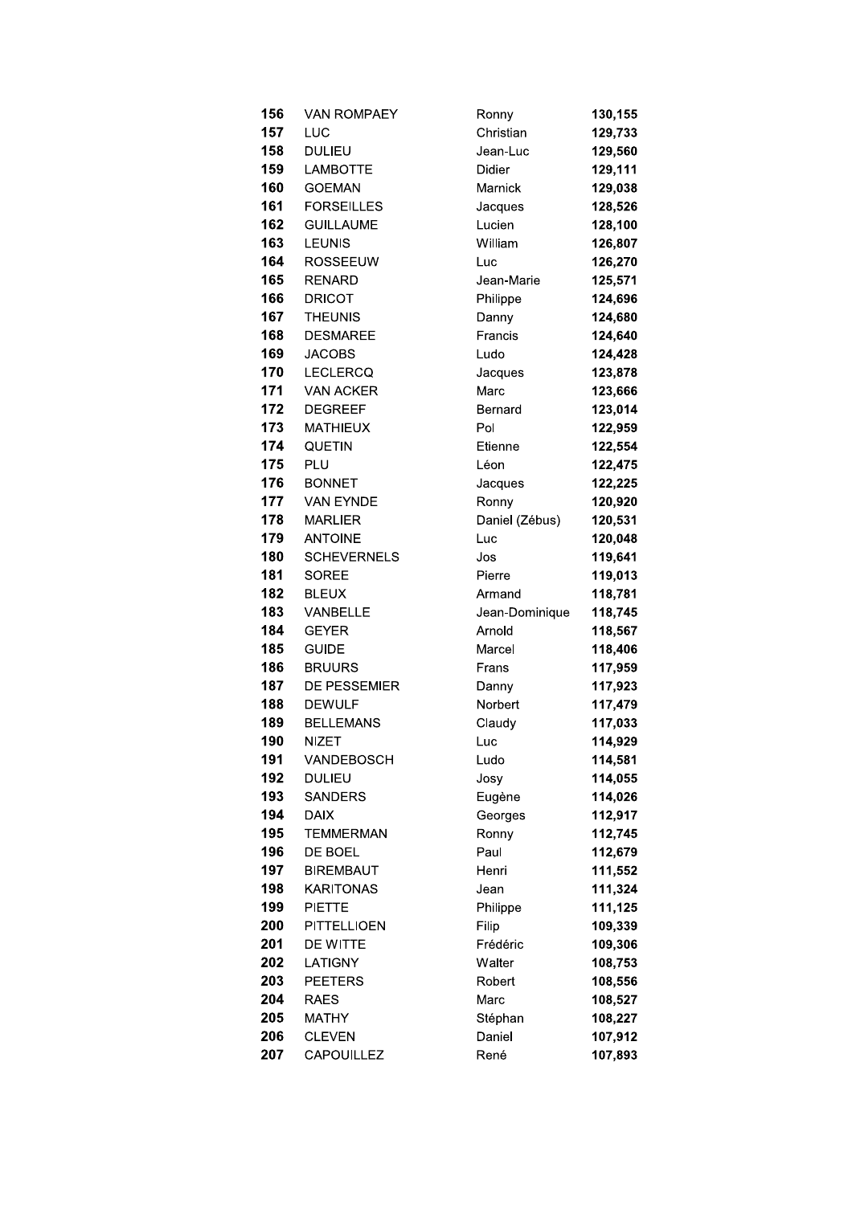| | | | |
|---|---|---|---|
| **156** | VAN ROMPAEY | Ronny | **130,155** |
| **157** | LUC | Christian | **129,733** |
| **158** | DULIEU | Jean-Luc | **129,560** |
| **159** | LAMBOTTE | Didier | **129,111** |
| **160** | GOEMAN | Marnick | **129,038** |
| **161** | FORSEILLES | Jacques | **128,526** |
| **162** | GUILLAUME | Lucien | **128,100** |
| **163** | LEUNIS | William | **126,807** |
| **164** | ROSSEEUW | Luc | **126,270** |
| **165** | RENARD | Jean-Marie | **125,571** |
| **166** | DRICOT | Philippe | **124,696** |
| **167** | THEUNIS | Danny | **124,680** |
| **168** | DESMAREE | Francis | **124,640** |
| **169** | JACOBS | Ludo | **124,428** |
| **170** | LECLERCQ | Jacques | **123,878** |
| **171** | VAN ACKER | Marc | **123,666** |
| **172** | DEGREEF | Bernard | **123,014** |
| **173** | MATHIEUX | Pol | **122,959** |
| **174** | QUETIN | Etienne | **122,554** |
| **175** | PLU | Léon | **122,475** |
| **176** | BONNET | Jacques | **122,225** |
| **177** | VAN EYNDE | Ronny | **120,920** |
| **178** | MARLIER | Daniel (Zébus) | **120,531** |
| **179** | ANTOINE | Luc | **120,048** |
| **180** | SCHEVERNELS | Jos | **119,641** |
| **181** | SOREE | Pierre | **119,013** |
| **182** | BLEUX | Armand | **118,781** |
| **183** | VANBELLE | Jean-Dominique | **118,745** |
| **184** | GEYER | Arnold | **118,567** |
| **185** | GUIDE | Marcel | **118,406** |
| **186** | BRUURS | Frans | **117,959** |
| **187** | DE PESSEMIER | Danny | **117,923** |
| **188** | DEWULF | Norbert | **117,479** |
| **189** | BELLEMANS | Claudy | **117,033** |
| **190** | NIZET | Luc | **114,929** |
| **191** | VANDEBOSCH | Ludo | **114,581** |
| **192** | DULIEU | Josy | **114,055** |
| **193** | SANDERS | Eugène | **114,026** |
| **194** | DAIX | Georges | **112,917** |
| **195** | TEMMERMAN | Ronny | **112,745** |
| **196** | DE BOEL | Paul | **112,679** |
| **197** | BIREMBAUT | Henri | **111,552** |
| **198** | KARITONAS | Jean | **111,324** |
| **199** | PIETTE | Philippe | **111,125** |
| **200** | PITTELLIOEN | Filip | **109,339** |
| **201** | DE WITTE | Frédéric | **109,306** |
| **202** | LATIGNY | Walter | **108,753** |
| **203** | PEETERS | Robert | **108,556** |
| **204** | RAES | Marc | **108,527** |
| **205** | MATHY | Stéphan | **108,227** |
| **206** | CLEVEN | Daniel | **107,912** |
| **207** | CAPOUILLEZ | René | **107,893** |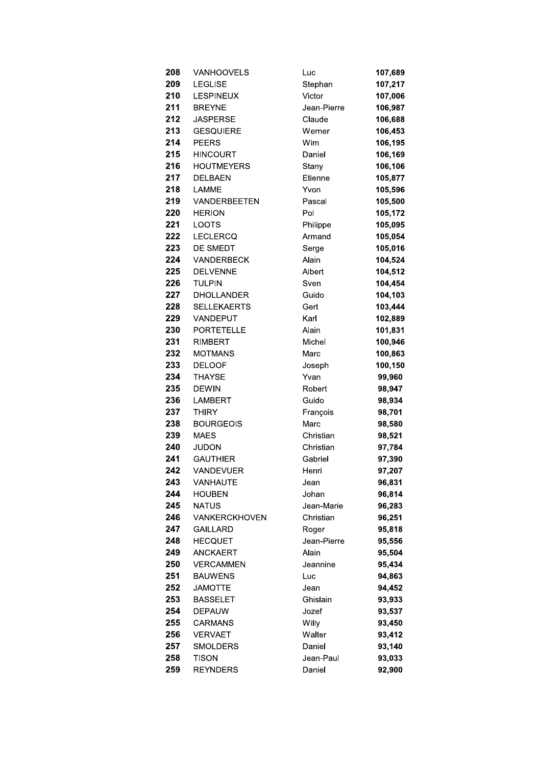| | | | |
|---|---|---|---|
| **208** | VANHOOVELS | Luc | **107,689** |
| **209** | LEGLISE | Stephan | **107,217** |
| **210** | LESPINEUX | Victor | **107,006** |
| **211** | BREYNE | Jean-Pierre | **106,987** |
| **212** | JASPERSE | Claude | **106,688** |
| **213** | GESQUIERE | Werner | **106,453** |
| **214** | PEERS | Wim | **106,195** |
| **215** | HINCOURT | Daniel | **106,169** |
| **216** | HOUTMEYERS | Stany | **106,106** |
| **217** | DELBAEN | Etienne | **105,877** |
| **218** | LAMME | Yvon | **105,596** |
| **219** | VANDERBEETEN | Pascal | **105,500** |
| **220** | HERION | Pol | **105,172** |
| **221** | LOOTS | Philippe | **105,095** |
| **222** | LECLERCQ | Armand | **105,054** |
| **223** | DE SMEDT | Serge | **105,016** |
| **224** | VANDERBECK | Alain | **104,524** |
| **225** | DELVENNE | Albert | **104,512** |
| **226** | TULPIN | Sven | **104,454** |
| **227** | DHOLLANDER | Guido | **104,103** |
| **228** | SELLEKAERTS | Gert | **103,444** |
| **229** | VANDEPUT | Karl | **102,889** |
| **230** | PORTETELLE | Alain | **101,831** |
| **231** | RIMBERT | Michel | **100,946** |
| **232** | MOTMANS | Marc | **100,863** |
| **233** | DELOOF | Joseph | **100,150** |
| **234** | THAYSE | Yvan | **99,960** |
| **235** | DEWIN | Robert | **98,947** |
| **236** | LAMBERT | Guido | **98,934** |
| **237** | THIRY | François | **98,701** |
| **238** | BOURGEOIS | Marc | **98,580** |
| **239** | MAES | Christian | **98,521** |
| **240** | JUDON | Christian | **97,784** |
| **241** | GAUTHIER | Gabriel | **97,390** |
| **242** | VANDEVUER | Henri | **97,207** |
| **243** | VANHAUTE | Jean | **96,831** |
| **244** | HOUBEN | Johan | **96,814** |
| **245** | NATUS | Jean-Marie | **96,283** |
| **246** | VANKERCKHOVEN | Christian | **96,251** |
| **247** | GAILLARD | Roger | **95,818** |
| **248** | HECQUET | Jean-Pierre | **95,556** |
| **249** | ANCKAERT | Alain | **95,504** |
| **250** | VERCAMMEN | Jeannine | **95,434** |
| **251** | BAUWENS | Luc | **94,863** |
| **252** | JAMOTTE | Jean | **94,452** |
| **253** | BASSELET | Ghislain | **93,933** |
| **254** | DEPAUW | Jozef | **93,537** |
| **255** | CARMANS | Willy | **93,450** |
| **256** | VERVAET | Walter | **93,412** |
| **257** | SMOLDERS | Daniel | **93,140** |
| **258** | TISON | Jean-Paul | **93,033** |
| **259** | REYNDERS | Daniel | **92,900** |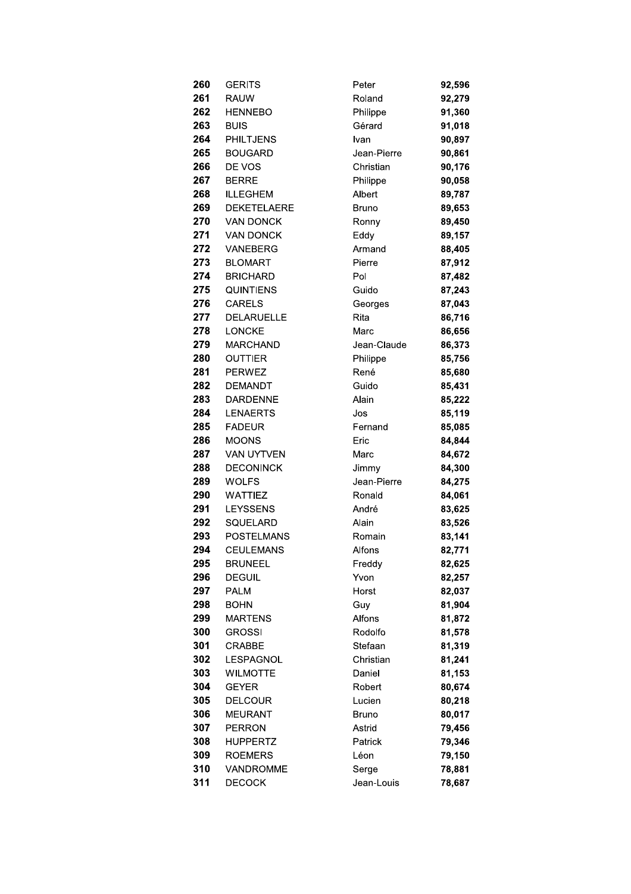| | | | |
|---|---|---|---|
| **260** | GERITS | Peter | **92,596** |
| **261** | RAUW | Roland | **92,279** |
| **262** | HENNEBO | Philippe | **91,360** |
| **263** | BUIS | Gérard | **91,018** |
| **264** | PHILTJENS | Ivan | **90,897** |
| **265** | BOUGARD | Jean-Pierre | **90,861** |
| **266** | DE VOS | Christian | **90,176** |
| **267** | BERRE | Philippe | **90,058** |
| **268** | ILLEGHEM | Albert | **89,787** |
| **269** | DEKETELAERE | Bruno | **89,653** |
| **270** | VAN DONCK | Ronny | **89,450** |
| **271** | VAN DONCK | Eddy | **89,157** |
| **272** | VANEBERG | Armand | **88,405** |
| **273** | BLOMART | Pierre | **87,912** |
| **274** | BRICHARD | Pol | **87,482** |
| **275** | QUINTIENS | Guido | **87,243** |
| **276** | CARELS | Georges | **87,043** |
| **277** | DELARUELLE | Rita | **86,716** |
| **278** | LONCKE | Marc | **86,656** |
| **279** | MARCHAND | Jean-Claude | **86,373** |
| **280** | OUTTIER | Philippe | **85,756** |
| **281** | PERWEZ | René | **85,680** |
| **282** | DEMANDT | Guido | **85,431** |
| **283** | DARDENNE | Alain | **85,222** |
| **284** | LENAERTS | Jos | **85,119** |
| **285** | FADEUR | Fernand | **85,085** |
| **286** | MOONS | Eric | **84,844** |
| **287** | VAN UYTVEN | Marc | **84,672** |
| **288** | DECONINCK | Jimmy | **84,300** |
| **289** | WOLFS | Jean-Pierre | **84,275** |
| **290** | WATTIEZ | Ronald | **84,061** |
| **291** | LEYSSENS | André | **83,625** |
| **292** | SQUELARD | Alain | **83,526** |
| **293** | POSTELMANS | Romain | **83,141** |
| **294** | CEULEMANS | Alfons | **82,771** |
| **295** | BRUNEEL | Freddy | **82,625** |
| **296** | DEGUIL | Yvon | **82,257** |
| **297** | PALM | Horst | **82,037** |
| **298** | BOHN | Guy | **81,904** |
| **299** | MARTENS | Alfons | **81,872** |
| **300** | GROSSI | Rodolfo | **81,578** |
| **301** | CRABBE | Stefaan | **81,319** |
| **302** | LESPAGNOL | Christian | **81,241** |
| **303** | WILMOTTE | Daniel | **81,153** |
| **304** | GEYER | Robert | **80,674** |
| **305** | DELCOUR | Lucien | **80,218** |
| **306** | MEURANT | Bruno | **80,017** |
| **307** | PERRON | Astrid | **79,456** |
| **308** | HUPPERTZ | Patrick | **79,346** |
| **309** | ROEMERS | Léon | **79,150** |
| **310** | VANDROMME | Serge | **78,881** |
| **311** | DECOCK | Jean-Louis | **78,687** |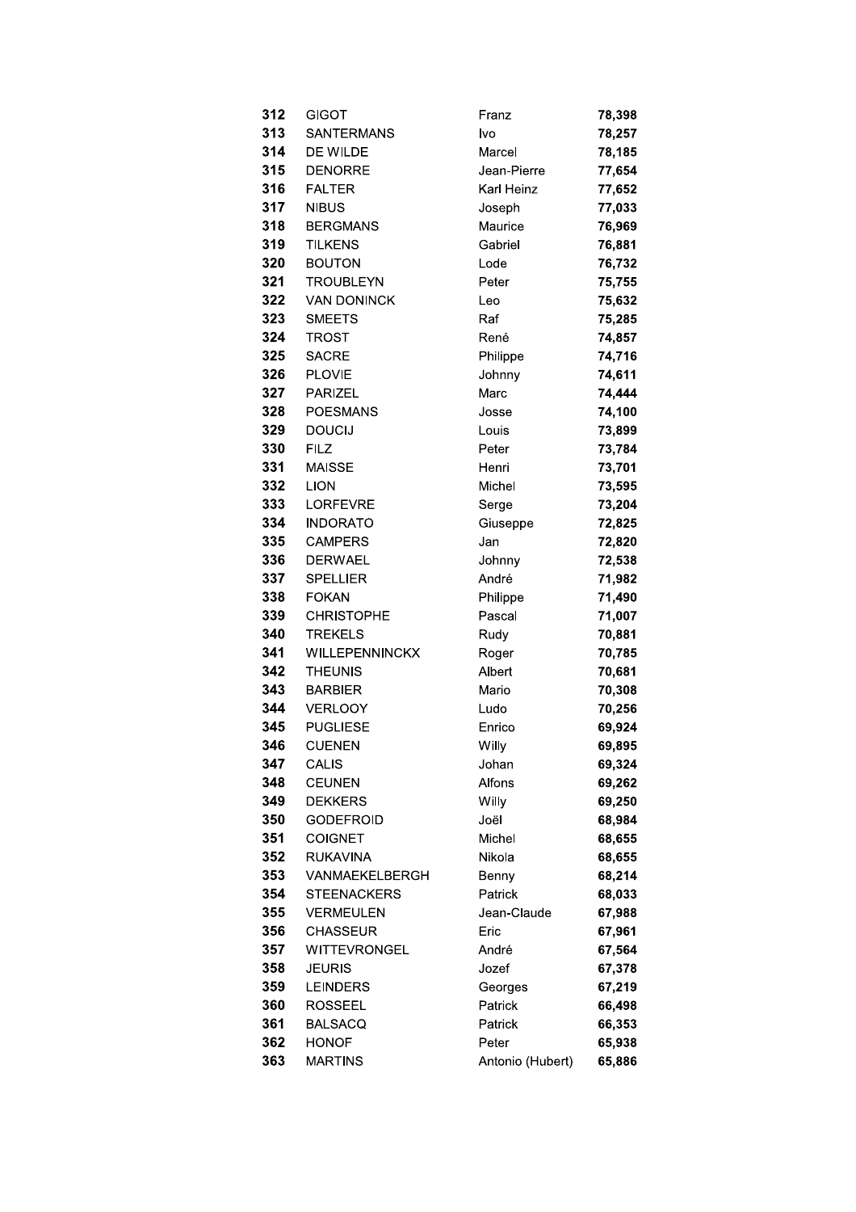| | | | |
|---|---|---|---|
| 312 | GIGOT | Franz | 78,398 |
| 313 | SANTERMANS | Ivo | 78,257 |
| 314 | DE WILDE | Marcel | 78,185 |
| 315 | DENORRE | Jean-Pierre | 77,654 |
| 316 | FALTER | Karl Heinz | 77,652 |
| 317 | NIBUS | Joseph | 77,033 |
| 318 | BERGMANS | Maurice | 76,969 |
| 319 | TILKENS | Gabriel | 76,881 |
| 320 | BOUTON | Lode | 76,732 |
| 321 | TROUBLEYN | Peter | 75,755 |
| 322 | VAN DONINCK | Leo | 75,632 |
| 323 | SMEETS | Raf | 75,285 |
| 324 | TROST | René | 74,857 |
| 325 | SACRE | Philippe | 74,716 |
| 326 | PLOVIE | Johnny | 74,611 |
| 327 | PARIZEL | Marc | 74,444 |
| 328 | POESMANS | Josse | 74,100 |
| 329 | DOUCIJ | Louis | 73,899 |
| 330 | FILZ | Peter | 73,784 |
| 331 | MAISSE | Henri | 73,701 |
| 332 | LION | Michel | 73,595 |
| 333 | LORFEVRE | Serge | 73,204 |
| 334 | INDORATO | Giuseppe | 72,825 |
| 335 | CAMPERS | Jan | 72,820 |
| 336 | DERWAEL | Johnny | 72,538 |
| 337 | SPELLIER | André | 71,982 |
| 338 | FOKAN | Philippe | 71,490 |
| 339 | CHRISTOPHE | Pascal | 71,007 |
| 340 | TREKELS | Rudy | 70,881 |
| 341 | WILLEPENNINCKX | Roger | 70,785 |
| 342 | THEUNIS | Albert | 70,681 |
| 343 | BARBIER | Mario | 70,308 |
| 344 | VERLOOY | Ludo | 70,256 |
| 345 | PUGLIESE | Enrico | 69,924 |
| 346 | CUENEN | Willy | 69,895 |
| 347 | CALIS | Johan | 69,324 |
| 348 | CEUNEN | Alfons | 69,262 |
| 349 | DEKKERS | Willy | 69,250 |
| 350 | GODEFROID | Joël | 68,984 |
| 351 | COIGNET | Michel | 68,655 |
| 352 | RUKAVINA | Nikola | 68,655 |
| 353 | VANMAEKELBERGH | Benny | 68,214 |
| 354 | STEENACKERS | Patrick | 68,033 |
| 355 | VERMEULEN | Jean-Claude | 67,988 |
| 356 | CHASSEUR | Eric | 67,961 |
| 357 | WITTEVRONGEL | André | 67,564 |
| 358 | JEURIS | Jozef | 67,378 |
| 359 | LEINDERS | Georges | 67,219 |
| 360 | ROSSEEL | Patrick | 66,498 |
| 361 | BALSACQ | Patrick | 66,353 |
| 362 | HONOF | Peter | 65,938 |
| 363 | MARTINS | Antonio (Hubert) | 65,886 |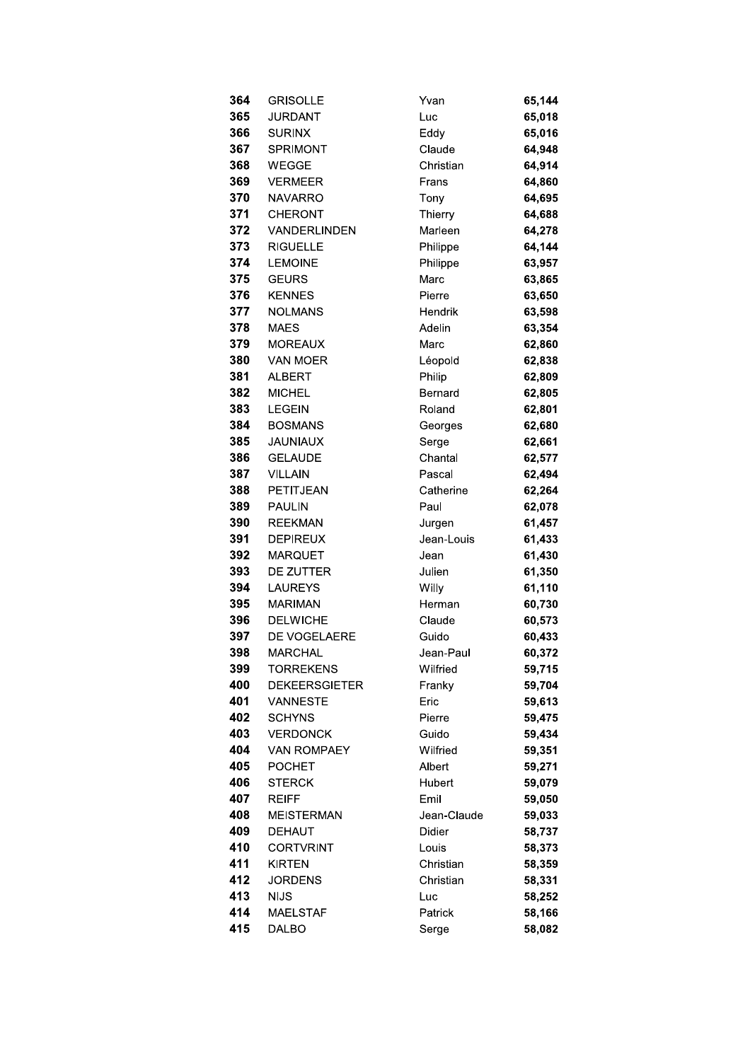| 364 | GRISOLLE | Yvan | 65,144 |
|---|---|---|---|
| 365 | JURDANT | Luc | 65,018 |
| 366 | SURINX | Eddy | 65,016 |
| 367 | SPRIMONT | Claude | 64,948 |
| 368 | WEGGE | Christian | 64,914 |
| 369 | VERMEER | Frans | 64,860 |
| 370 | NAVARRO | Tony | 64,695 |
| 371 | CHERONT | Thierry | 64,688 |
| 372 | VANDERLINDEN | Marleen | 64,278 |
| 373 | RIGUELLE | Philippe | 64,144 |
| 374 | LEMOINE | Philippe | 63,957 |
| 375 | GEURS | Marc | 63,865 |
| 376 | KENNES | Pierre | 63,650 |
| 377 | NOLMANS | Hendrik | 63,598 |
| 378 | MAES | Adelin | 63,354 |
| 379 | MOREAUX | Marc | 62,860 |
| 380 | VAN MOER | Léopold | 62,838 |
| 381 | ALBERT | Philip | 62,809 |
| 382 | MICHEL | Bernard | 62,805 |
| 383 | LEGEIN | Roland | 62,801 |
| 384 | BOSMANS | Georges | 62,680 |
| 385 | JAUNIAUX | Serge | 62,661 |
| 386 | GELAUDE | Chantal | 62,577 |
| 387 | VILLAIN | Pascal | 62,494 |
| 388 | PETITJEAN | Catherine | 62,264 |
| 389 | PAULIN | Paul | 62,078 |
| 390 | REEKMAN | Jurgen | 61,457 |
| 391 | DEPIREUX | Jean-Louis | 61,433 |
| 392 | MARQUET | Jean | 61,430 |
| 393 | DE ZUTTER | Julien | 61,350 |
| 394 | LAUREYS | Willy | 61,110 |
| 395 | MARIMAN | Herman | 60,730 |
| 396 | DELWICHE | Claude | 60,573 |
| 397 | DE VOGELAERE | Guido | 60,433 |
| 398 | MARCHAL | Jean-Paul | 60,372 |
| 399 | TORREKENS | Wilfried | 59,715 |
| 400 | DEKEERSGIETER | Franky | 59,704 |
| 401 | VANNESTE | Eric | 59,613 |
| 402 | SCHYNS | Pierre | 59,475 |
| 403 | VERDONCK | Guido | 59,434 |
| 404 | VAN ROMPAEY | Wilfried | 59,351 |
| 405 | POCHET | Albert | 59,271 |
| 406 | STERCK | Hubert | 59,079 |
| 407 | REIFF | Emil | 59,050 |
| 408 | MEISTERMAN | Jean-Claude | 59,033 |
| 409 | DEHAUT | Didier | 58,737 |
| 410 | CORTVRINT | Louis | 58,373 |
| 411 | KIRTEN | Christian | 58,359 |
| 412 | JORDENS | Christian | 58,331 |
| 413 | NIJS | Luc | 58,252 |
| 414 | MAELSTAF | Patrick | 58,166 |
| 415 | DALBO | Serge | 58,082 |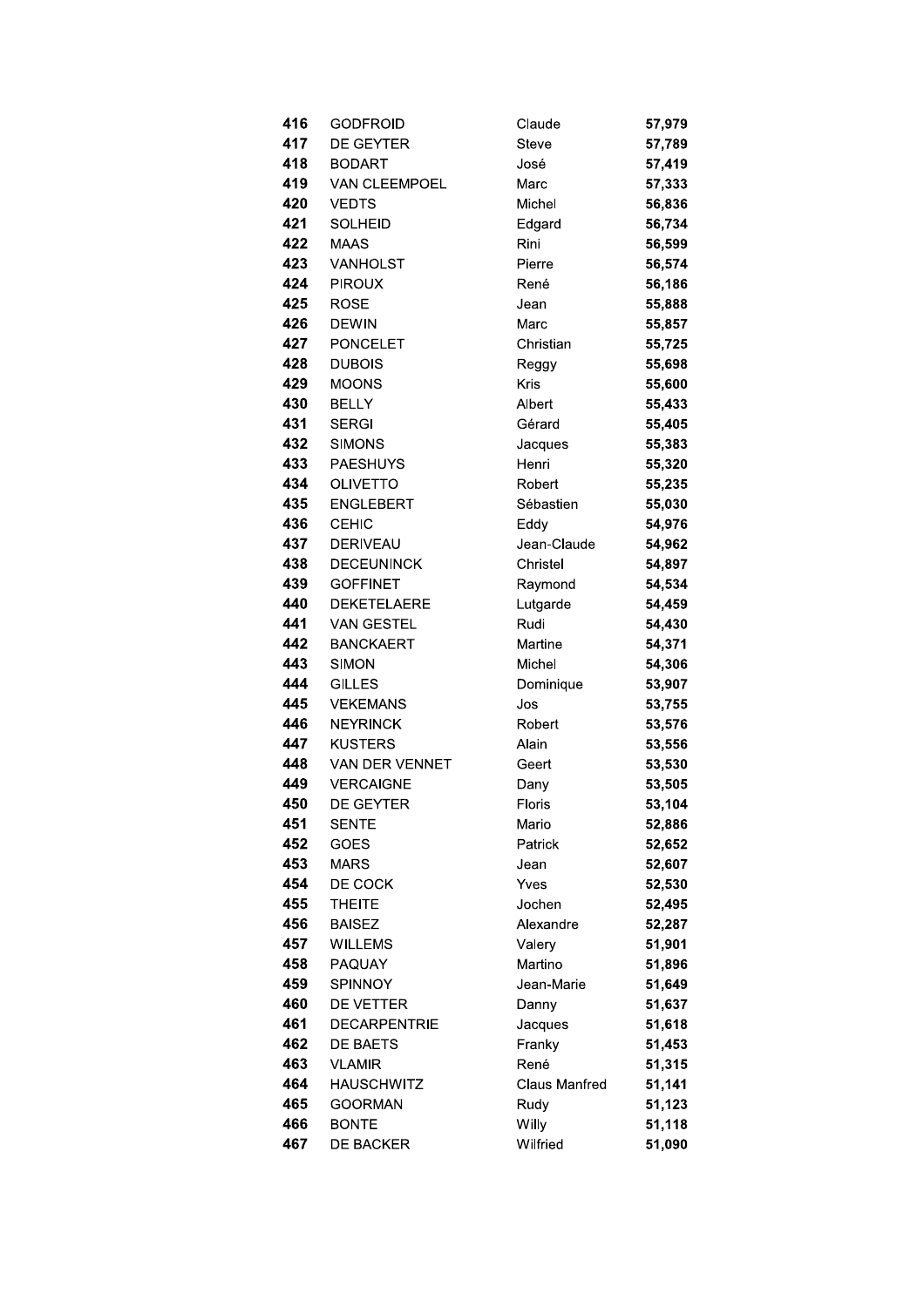| | | | |
|---|---|---|---|
| **416** | GODFROID | Claude | **57,979** |
| **417** | DE GEYTER | Steve | **57,789** |
| **418** | BODART | José | **57,419** |
| **419** | VAN CLEEMPOEL | Marc | **57,333** |
| **420** | VEDTS | Michel | **56,836** |
| **421** | SOLHEID | Edgard | **56,734** |
| **422** | MAAS | Rini | **56,599** |
| **423** | VANHOLST | Pierre | **56,574** |
| **424** | PIROUX | René | **56,186** |
| **425** | ROSE | Jean | **55,888** |
| **426** | DEWIN | Marc | **55,857** |
| **427** | PONCELET | Christian | **55,725** |
| **428** | DUBOIS | Reggy | **55,698** |
| **429** | MOONS | Kris | **55,600** |
| **430** | BELLY | Albert | **55,433** |
| **431** | SERGI | Gérard | **55,405** |
| **432** | SIMONS | Jacques | **55,383** |
| **433** | PAESHUYS | Henri | **55,320** |
| **434** | OLIVETTO | Robert | **55,235** |
| **435** | ENGLEBERT | Sébastien | **55,030** |
| **436** | CEHIC | Eddy | **54,976** |
| **437** | DERIVEAU | Jean-Claude | **54,962** |
| **438** | DECEUNINCK | Christel | **54,897** |
| **439** | GOFFINET | Raymond | **54,534** |
| **440** | DEKETELAERE | Lutgarde | **54,459** |
| **441** | VAN GESTEL | Rudi | **54,430** |
| **442** | BANCKAERT | Martine | **54,371** |
| **443** | SIMON | Michel | **54,306** |
| **444** | GILLES | Dominique | **53,907** |
| **445** | VEKEMANS | Jos | **53,755** |
| **446** | NEYRINCK | Robert | **53,576** |
| **447** | KUSTERS | Alain | **53,556** |
| **448** | VAN DER VENNET | Geert | **53,530** |
| **449** | VERCAIGNE | Dany | **53,505** |
| **450** | DE GEYTER | Floris | **53,104** |
| **451** | SENTE | Mario | **52,886** |
| **452** | GOES | Patrick | **52,652** |
| **453** | MARS | Jean | **52,607** |
| **454** | DE COCK | Yves | **52,530** |
| **455** | THEITE | Jochen | **52,495** |
| **456** | BAISEZ | Alexandre | **52,287** |
| **457** | WILLEMS | Valery | **51,901** |
| **458** | PAQUAY | Martino | **51,896** |
| **459** | SPINNOY | Jean-Marie | **51,649** |
| **460** | DE VETTER | Danny | **51,637** |
| **461** | DECARPENTRIE | Jacques | **51,618** |
| **462** | DE BAETS | Franky | **51,453** |
| **463** | VLAMIR | René | **51,315** |
| **464** | HAUSCHWITZ | Claus Manfred | **51,141** |
| **465** | GOORMAN | Rudy | **51,123** |
| **466** | BONTE | Willy | **51,118** |
| **467** | DE BACKER | Wilfried | **51,090** |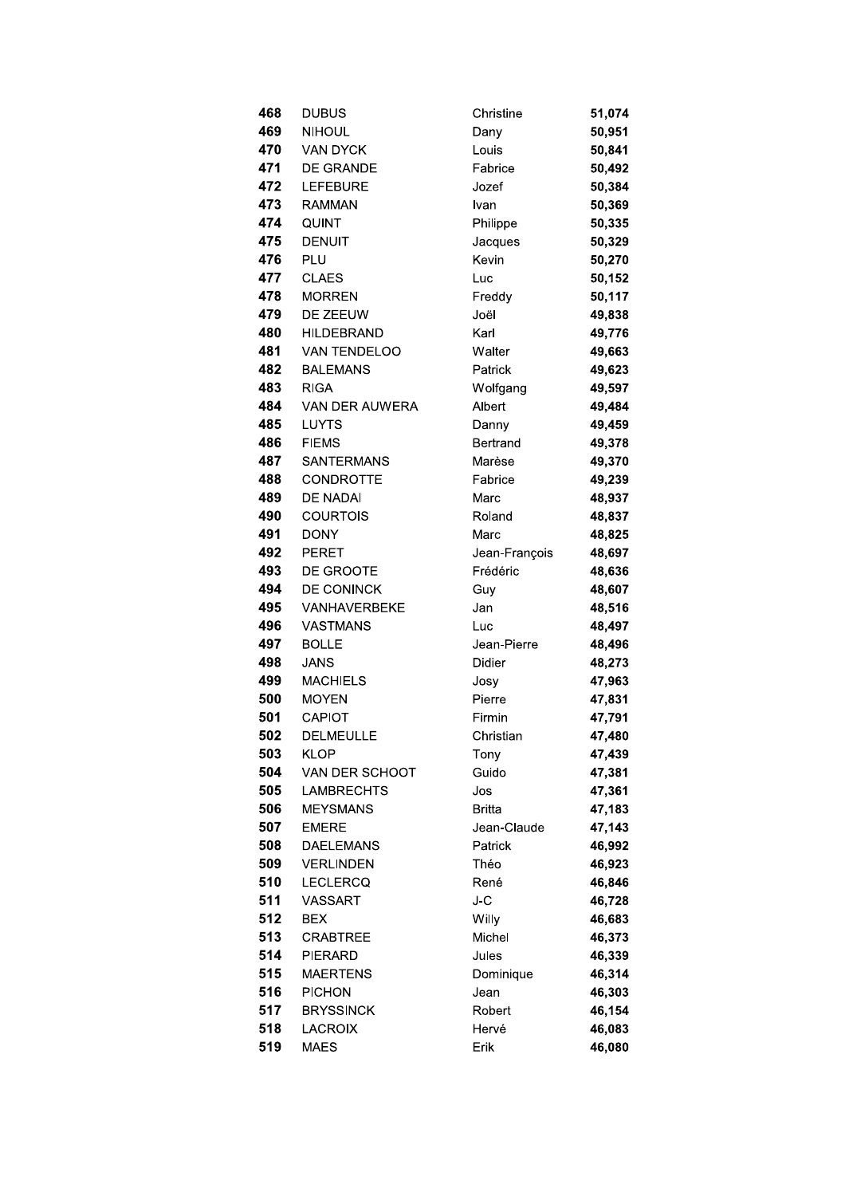| | | | |
|---|---|---|---|
| **468** | DUBUS | Christine | **51,074** |
| **469** | NIHOUL | Dany | **50,951** |
| **470** | VAN DYCK | Louis | **50,841** |
| **471** | DE GRANDE | Fabrice | **50,492** |
| **472** | LEFEBURE | Jozef | **50,384** |
| **473** | RAMMAN | Ivan | **50,369** |
| **474** | QUINT | Philippe | **50,335** |
| **475** | DENUIT | Jacques | **50,329** |
| **476** | PLU | Kevin | **50,270** |
| **477** | CLAES | Luc | **50,152** |
| **478** | MORREN | Freddy | **50,117** |
| **479** | DE ZEEUW | Joël | **49,838** |
| **480** | HILDEBRAND | Karl | **49,776** |
| **481** | VAN TENDELOO | Walter | **49,663** |
| **482** | BALEMANS | Patrick | **49,623** |
| **483** | RIGA | Wolfgang | **49,597** |
| **484** | VAN DER AUWERA | Albert | **49,484** |
| **485** | LUYTS | Danny | **49,459** |
| **486** | FIEMS | Bertrand | **49,378** |
| **487** | SANTERMANS | Marèse | **49,370** |
| **488** | CONDROTTE | Fabrice | **49,239** |
| **489** | DE NADAI | Marc | **48,937** |
| **490** | COURTOIS | Roland | **48,837** |
| **491** | DONY | Marc | **48,825** |
| **492** | PERET | Jean-François | **48,697** |
| **493** | DE GROOTE | Frédéric | **48,636** |
| **494** | DE CONINCK | Guy | **48,607** |
| **495** | VANHAVERBEKE | Jan | **48,516** |
| **496** | VASTMANS | Luc | **48,497** |
| **497** | BOLLE | Jean-Pierre | **48,496** |
| **498** | JANS | Didier | **48,273** |
| **499** | MACHIELS | Josy | **47,963** |
| **500** | MOYEN | Pierre | **47,831** |
| **501** | CAPIOT | Firmin | **47,791** |
| **502** | DELMEULLE | Christian | **47,480** |
| **503** | KLOP | Tony | **47,439** |
| **504** | VAN DER SCHOOT | Guido | **47,381** |
| **505** | LAMBRECHTS | Jos | **47,361** |
| **506** | MEYSMANS | Britta | **47,183** |
| **507** | EMERE | Jean-Claude | **47,143** |
| **508** | DAELEMANS | Patrick | **46,992** |
| **509** | VERLINDEN | Théo | **46,923** |
| **510** | LECLERCQ | René | **46,846** |
| **511** | VASSART | J-C | **46,728** |
| **512** | BEX | Willy | **46,683** |
| **513** | CRABTREE | Michel | **46,373** |
| **514** | PIERARD | Jules | **46,339** |
| **515** | MAERTENS | Dominique | **46,314** |
| **516** | PICHON | Jean | **46,303** |
| **517** | BRYSSINCK | Robert | **46,154** |
| **518** | LACROIX | Hervé | **46,083** |
| **519** | MAES | Erik | **46,080** |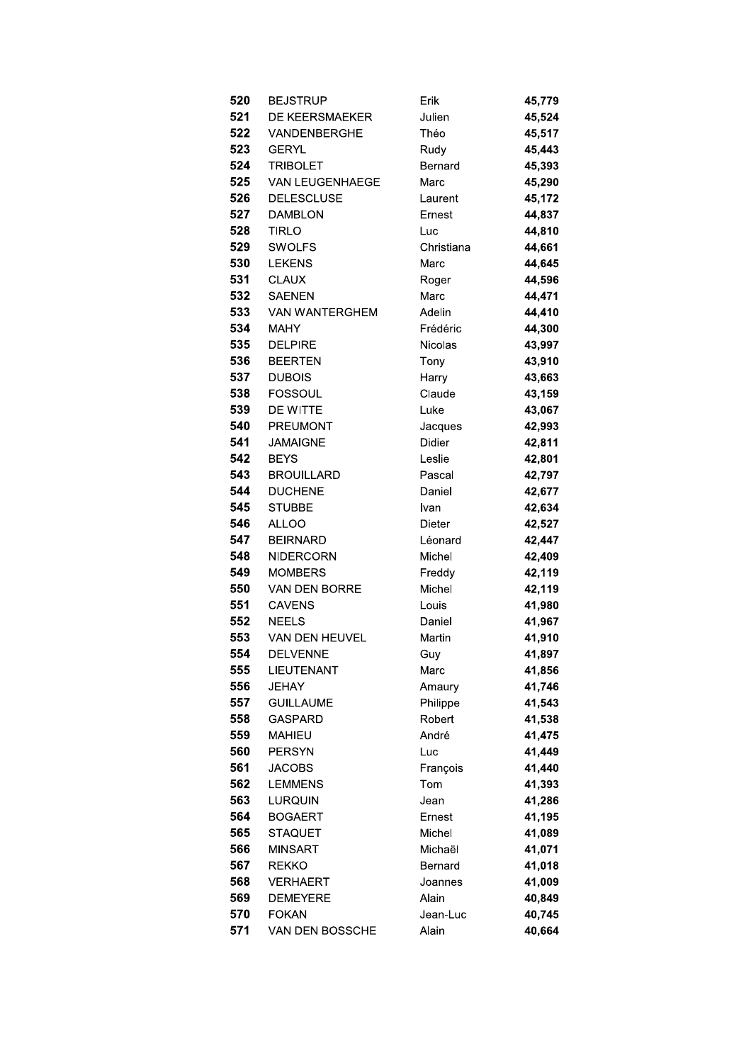| | | | |
|---|---|---|---|
| **520** | BEJSTRUP | Erik | **45,779** |
| **521** | DE KEERSMAEKER | Julien | **45,524** |
| **522** | VANDENBERGHE | Théo | **45,517** |
| **523** | GERYL | Rudy | **45,443** |
| **524** | TRIBOLET | Bernard | **45,393** |
| **525** | VAN LEUGENHAEGE | Marc | **45,290** |
| **526** | DELESCLUSE | Laurent | **45,172** |
| **527** | DAMBLON | Ernest | **44,837** |
| **528** | TIRLO | Luc | **44,810** |
| **529** | SWOLFS | Christiana | **44,661** |
| **530** | LEKENS | Marc | **44,645** |
| **531** | CLAUX | Roger | **44,596** |
| **532** | SAENEN | Marc | **44,471** |
| **533** | VAN WANTERGHEM | Adelin | **44,410** |
| **534** | MAHY | Frédéric | **44,300** |
| **535** | DELPIRE | Nicolas | **43,997** |
| **536** | BEERTEN | Tony | **43,910** |
| **537** | DUBOIS | Harry | **43,663** |
| **538** | FOSSOUL | Claude | **43,159** |
| **539** | DE WITTE | Luke | **43,067** |
| **540** | PREUMONT | Jacques | **42,993** |
| **541** | JAMAIGNE | Didier | **42,811** |
| **542** | BEYS | Leslie | **42,801** |
| **543** | BROUILLARD | Pascal | **42,797** |
| **544** | DUCHENE | Daniel | **42,677** |
| **545** | STUBBE | Ivan | **42,634** |
| **546** | ALLOO | Dieter | **42,527** |
| **547** | BEIRNARD | Léonard | **42,447** |
| **548** | NIDERCORN | Michel | **42,409** |
| **549** | MOMBERS | Freddy | **42,119** |
| **550** | VAN DEN BORRE | Michel | **42,119** |
| **551** | CAVENS | Louis | **41,980** |
| **552** | NEELS | Daniel | **41,967** |
| **553** | VAN DEN HEUVEL | Martin | **41,910** |
| **554** | DELVENNE | Guy | **41,897** |
| **555** | LIEUTENANT | Marc | **41,856** |
| **556** | JEHAY | Amaury | **41,746** |
| **557** | GUILLAUME | Philippe | **41,543** |
| **558** | GASPARD | Robert | **41,538** |
| **559** | MAHIEU | André | **41,475** |
| **560** | PERSYN | Luc | **41,449** |
| **561** | JACOBS | François | **41,440** |
| **562** | LEMMENS | Tom | **41,393** |
| **563** | LURQUIN | Jean | **41,286** |
| **564** | BOGAERT | Ernest | **41,195** |
| **565** | STAQUET | Michel | **41,089** |
| **566** | MINSART | Michaël | **41,071** |
| **567** | REKKO | Bernard | **41,018** |
| **568** | VERHAERT | Joannes | **41,009** |
| **569** | DEMEYERE | Alain | **40,849** |
| **570** | FOKAN | Jean-Luc | **40,745** |
| **571** | VAN DEN BOSSCHE | Alain | **40,664** |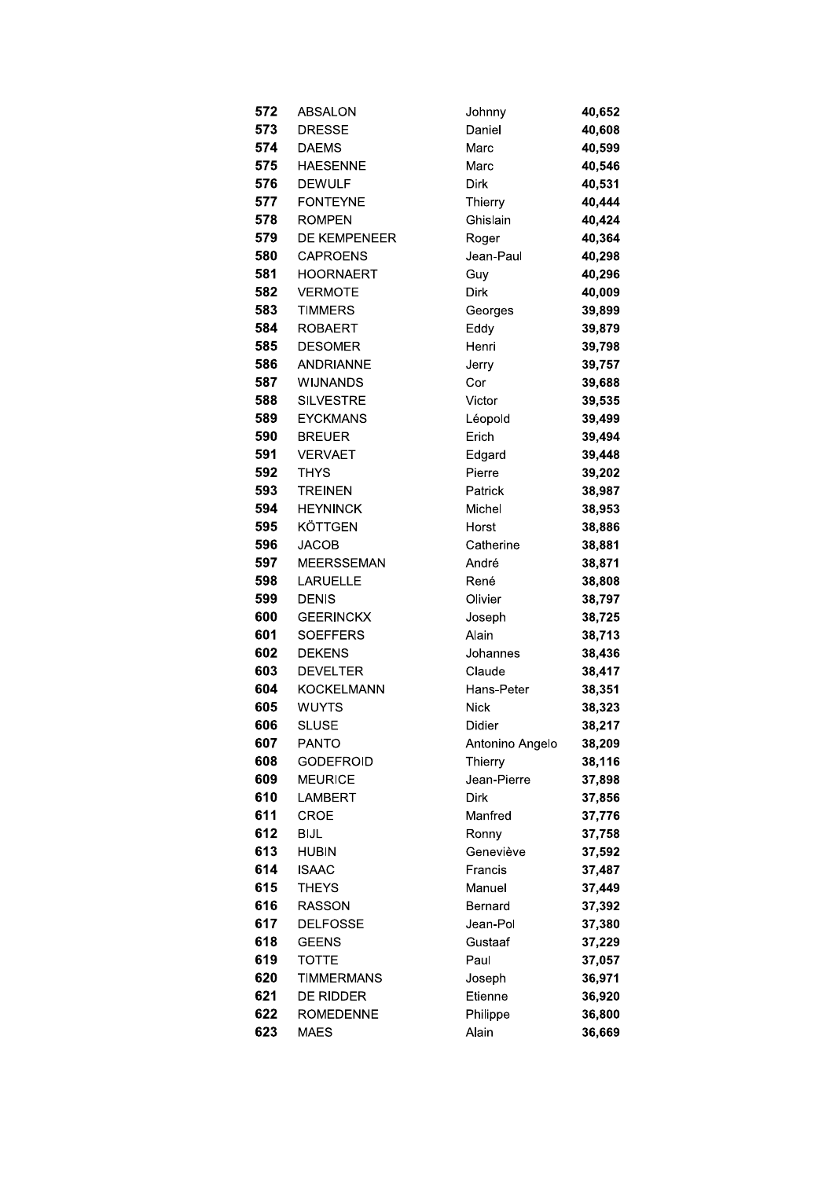| | | | |
|---|---|---|---|
| **572** | ABSALON | Johnny | **40,652** |
| **573** | DRESSE | Daniel | **40,608** |
| **574** | DAEMS | Marc | **40,599** |
| **575** | HAESENNE | Marc | **40,546** |
| **576** | DEWULF | Dirk | **40,531** |
| **577** | FONTEYNE | Thierry | **40,444** |
| **578** | ROMPEN | Ghislain | **40,424** |
| **579** | DE KEMPENEER | Roger | **40,364** |
| **580** | CAPROENS | Jean-Paul | **40,298** |
| **581** | HOORNAERT | Guy | **40,296** |
| **582** | VERMOTE | Dirk | **40,009** |
| **583** | TIMMERS | Georges | **39,899** |
| **584** | ROBAERT | Eddy | **39,879** |
| **585** | DESOMER | Henri | **39,798** |
| **586** | ANDRIANNE | Jerry | **39,757** |
| **587** | WIJNANDS | Cor | **39,688** |
| **588** | SILVESTRE | Victor | **39,535** |
| **589** | EYCKMANS | Léopold | **39,499** |
| **590** | BREUER | Erich | **39,494** |
| **591** | VERVAET | Edgard | **39,448** |
| **592** | THYS | Pierre | **39,202** |
| **593** | TREINEN | Patrick | **38,987** |
| **594** | HEYNINCK | Michel | **38,953** |
| **595** | KÖTTGEN | Horst | **38,886** |
| **596** | JACOB | Catherine | **38,881** |
| **597** | MEERSSEMAN | André | **38,871** |
| **598** | LARUELLE | René | **38,808** |
| **599** | DENIS | Olivier | **38,797** |
| **600** | GEERINCKX | Joseph | **38,725** |
| **601** | SOEFFERS | Alain | **38,713** |
| **602** | DEKENS | Johannes | **38,436** |
| **603** | DEVELTER | Claude | **38,417** |
| **604** | KOCKELMANN | Hans-Peter | **38,351** |
| **605** | WUYTS | Nick | **38,323** |
| **606** | SLUSE | Didier | **38,217** |
| **607** | PANTO | Antonino Angelo | **38,209** |
| **608** | GODEFROID | Thierry | **38,116** |
| **609** | MEURICE | Jean-Pierre | **37,898** |
| **610** | LAMBERT | Dirk | **37,856** |
| **611** | CROE | Manfred | **37,776** |
| **612** | BIJL | Ronny | **37,758** |
| **613** | HUBIN | Geneviève | **37,592** |
| **614** | ISAAC | Francis | **37,487** |
| **615** | THEYS | Manuel | **37,449** |
| **616** | RASSON | Bernard | **37,392** |
| **617** | DELFOSSE | Jean-Pol | **37,380** |
| **618** | GEENS | Gustaaf | **37,229** |
| **619** | TOTTE | Paul | **37,057** |
| **620** | TIMMERMANS | Joseph | **36,971** |
| **621** | DE RIDDER | Etienne | **36,920** |
| **622** | ROMEDENNE | Philippe | **36,800** |
| **623** | MAES | Alain | **36,669** |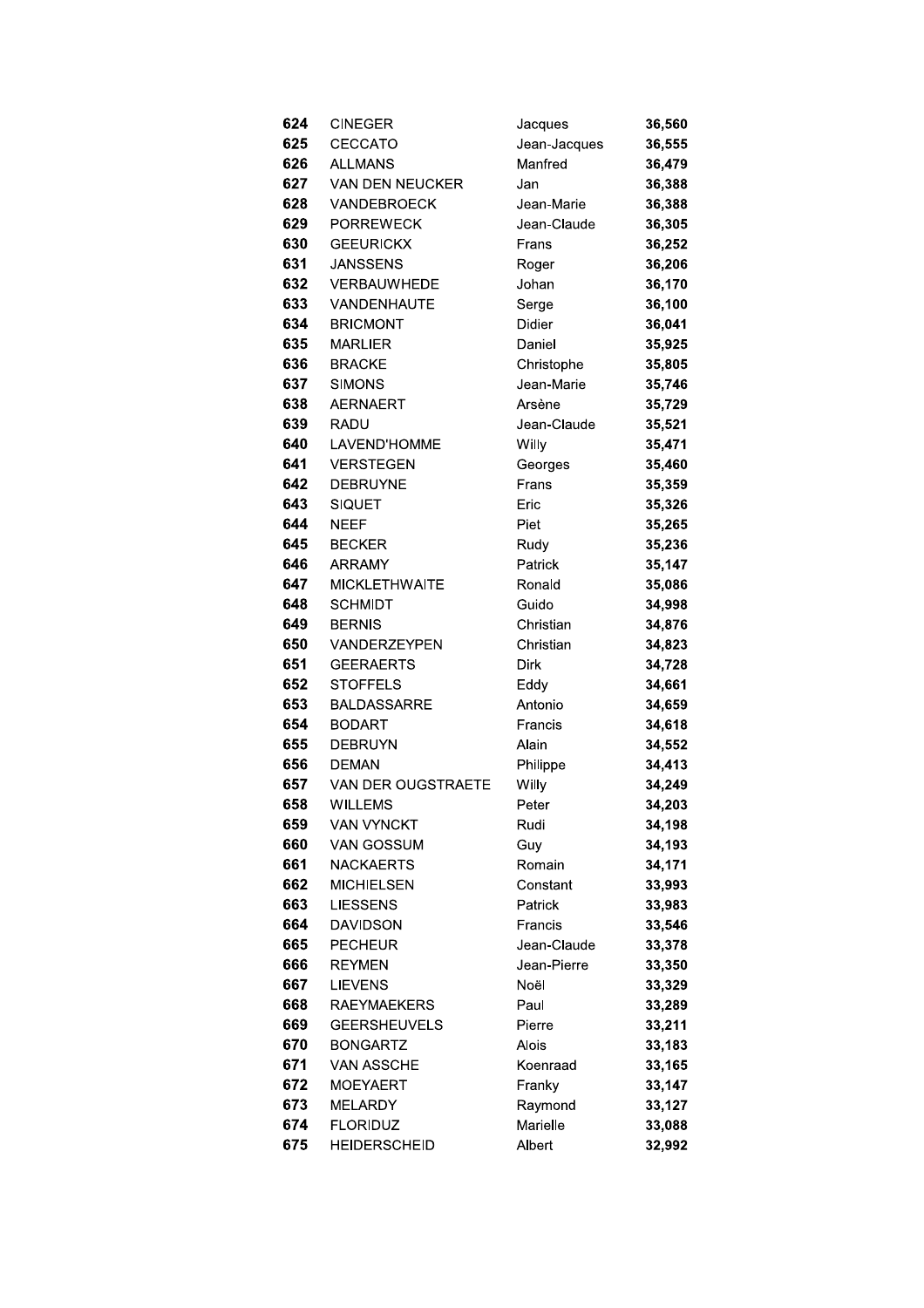| | | | |
|---|---|---|---|
| **624** | CINEGER | Jacques | **36,560** |
| **625** | CECCATO | Jean-Jacques | **36,555** |
| **626** | ALLMANS | Manfred | **36,479** |
| **627** | VAN DEN NEUCKER | Jan | **36,388** |
| **628** | VANDEBROECK | Jean-Marie | **36,388** |
| **629** | PORREWECK | Jean-Claude | **36,305** |
| **630** | GEEURICKX | Frans | **36,252** |
| **631** | JANSSENS | Roger | **36,206** |
| **632** | VERBAUWHEDE | Johan | **36,170** |
| **633** | VANDENHAUTE | Serge | **36,100** |
| **634** | BRICMONT | Didier | **36,041** |
| **635** | MARLIER | Daniel | **35,925** |
| **636** | BRACKE | Christophe | **35,805** |
| **637** | SIMONS | Jean-Marie | **35,746** |
| **638** | AERNAERT | Arsène | **35,729** |
| **639** | RADU | Jean-Claude | **35,521** |
| **640** | LAVEND'HOMME | Willy | **35,471** |
| **641** | VERSTEGEN | Georges | **35,460** |
| **642** | DEBRUYNE | Frans | **35,359** |
| **643** | SIQUET | Eric | **35,326** |
| **644** | NEEF | Piet | **35,265** |
| **645** | BECKER | Rudy | **35,236** |
| **646** | ARRAMY | Patrick | **35,147** |
| **647** | MICKLETHWAITE | Ronald | **35,086** |
| **648** | SCHMIDT | Guido | **34,998** |
| **649** | BERNIS | Christian | **34,876** |
| **650** | VANDERZEYPEN | Christian | **34,823** |
| **651** | GEERAERTS | Dirk | **34,728** |
| **652** | STOFFELS | Eddy | **34,661** |
| **653** | BALDASSARRE | Antonio | **34,659** |
| **654** | BODART | Francis | **34,618** |
| **655** | DEBRUYN | Alain | **34,552** |
| **656** | DEMAN | Philippe | **34,413** |
| **657** | VAN DER OUGSTRAETE | Willy | **34,249** |
| **658** | WILLEMS | Peter | **34,203** |
| **659** | VAN VYNCKT | Rudi | **34,198** |
| **660** | VAN GOSSUM | Guy | **34,193** |
| **661** | NACKAERTS | Romain | **34,171** |
| **662** | MICHIELSEN | Constant | **33,993** |
| **663** | LIESSENS | Patrick | **33,983** |
| **664** | DAVIDSON | Francis | **33,546** |
| **665** | PECHEUR | Jean-Claude | **33,378** |
| **666** | REYMEN | Jean-Pierre | **33,350** |
| **667** | LIEVENS | Noël | **33,329** |
| **668** | RAEYMAEKERS | Paul | **33,289** |
| **669** | GEERSHEUVELS | Pierre | **33,211** |
| **670** | BONGARTZ | Alois | **33,183** |
| **671** | VAN ASSCHE | Koenraad | **33,165** |
| **672** | MOEYAERT | Franky | **33,147** |
| **673** | MELARDY | Raymond | **33,127** |
| **674** | FLORIDUZ | Marielle | **33,088** |
| **675** | HEIDERSCHEID | Albert | **32,992** |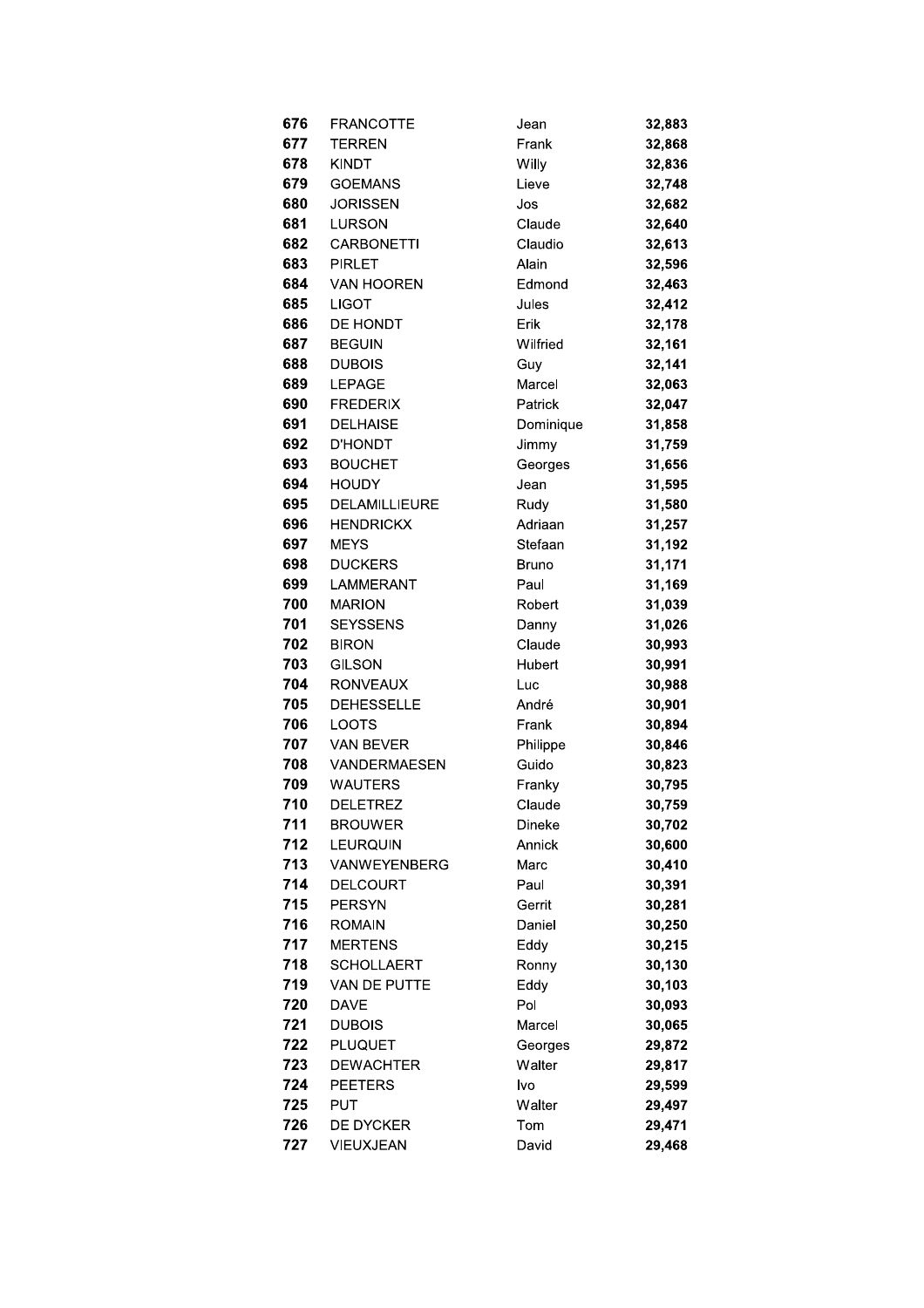| | | | |
|---|---|---|---|
| **676** | FRANCOTTE | Jean | **32,883** |
| **677** | TERREN | Frank | **32,868** |
| **678** | KINDT | Willy | **32,836** |
| **679** | GOEMANS | Lieve | **32,748** |
| **680** | JORISSEN | Jos | **32,682** |
| **681** | LURSON | Claude | **32,640** |
| **682** | CARBONETTI | Claudio | **32,613** |
| **683** | PIRLET | Alain | **32,596** |
| **684** | VAN HOOREN | Edmond | **32,463** |
| **685** | LIGOT | Jules | **32,412** |
| **686** | DE HONDT | Erik | **32,178** |
| **687** | BEGUIN | Wilfried | **32,161** |
| **688** | DUBOIS | Guy | **32,141** |
| **689** | LEPAGE | Marcel | **32,063** |
| **690** | FREDERIX | Patrick | **32,047** |
| **691** | DELHAISE | Dominique | **31,858** |
| **692** | D'HONDT | Jimmy | **31,759** |
| **693** | BOUCHET | Georges | **31,656** |
| **694** | HOUDY | Jean | **31,595** |
| **695** | DELAMILLIEURE | Rudy | **31,580** |
| **696** | HENDRICKX | Adriaan | **31,257** |
| **697** | MEYS | Stefaan | **31,192** |
| **698** | DUCKERS | Bruno | **31,171** |
| **699** | LAMMERANT | Paul | **31,169** |
| **700** | MARION | Robert | **31,039** |
| **701** | SEYSSENS | Danny | **31,026** |
| **702** | BIRON | Claude | **30,993** |
| **703** | GILSON | Hubert | **30,991** |
| **704** | RONVEAUX | Luc | **30,988** |
| **705** | DEHESSELLE | André | **30,901** |
| **706** | LOOTS | Frank | **30,894** |
| **707** | VAN BEVER | Philippe | **30,846** |
| **708** | VANDERMAESEN | Guido | **30,823** |
| **709** | WAUTERS | Franky | **30,795** |
| **710** | DELETREZ | Claude | **30,759** |
| **711** | BROUWER | Dineke | **30,702** |
| **712** | LEURQUIN | Annick | **30,600** |
| **713** | VANWEYENBERG | Marc | **30,410** |
| **714** | DELCOURT | Paul | **30,391** |
| **715** | PERSYN | Gerrit | **30,281** |
| **716** | ROMAIN | Daniel | **30,250** |
| **717** | MERTENS | Eddy | **30,215** |
| **718** | SCHOLLAERT | Ronny | **30,130** |
| **719** | VAN DE PUTTE | Eddy | **30,103** |
| **720** | DAVE | Pol | **30,093** |
| **721** | DUBOIS | Marcel | **30,065** |
| **722** | PLUQUET | Georges | **29,872** |
| **723** | DEWACHTER | Walter | **29,817** |
| **724** | PEETERS | Ivo | **29,599** |
| **725** | PUT | Walter | **29,497** |
| **726** | DE DYCKER | Tom | **29,471** |
| **727** | VIEUXJEAN | David | **29,468** |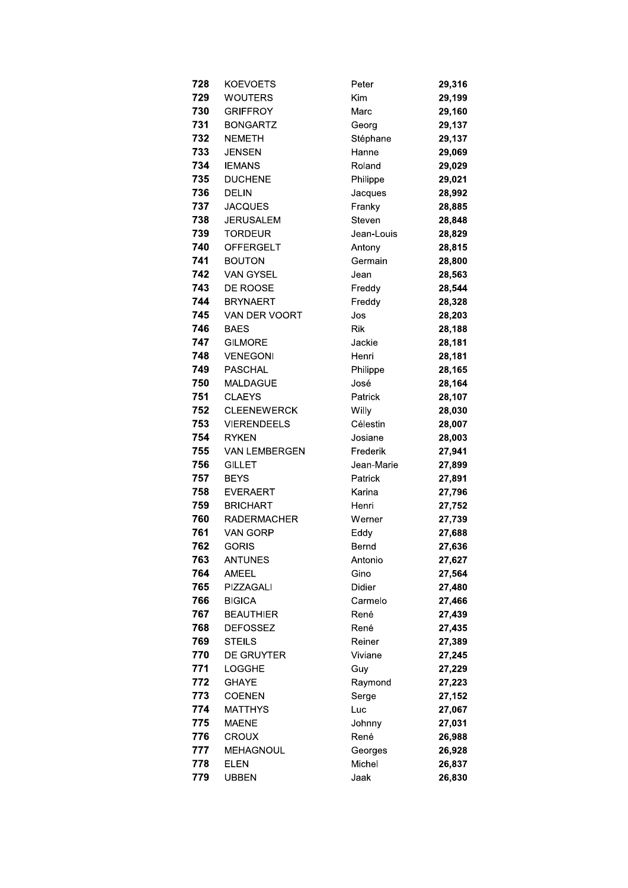| | | | |
|---|---|---|---|
| **728** | KOEVOETS | Peter | **29,316** |
| **729** | WOUTERS | Kim | **29,199** |
| **730** | GRIFFROY | Marc | **29,160** |
| **731** | BONGARTZ | Georg | **29,137** |
| **732** | NEMETH | Stéphane | **29,137** |
| **733** | JENSEN | Hanne | **29,069** |
| **734** | IEMANS | Roland | **29,029** |
| **735** | DUCHENE | Philippe | **29,021** |
| **736** | DELIN | Jacques | **28,992** |
| **737** | JACQUES | Franky | **28,885** |
| **738** | JERUSALEM | Steven | **28,848** |
| **739** | TORDEUR | Jean-Louis | **28,829** |
| **740** | OFFERGELT | Antony | **28,815** |
| **741** | BOUTON | Germain | **28,800** |
| **742** | VAN GYSEL | Jean | **28,563** |
| **743** | DE ROOSE | Freddy | **28,544** |
| **744** | BRYNAERT | Freddy | **28,328** |
| **745** | VAN DER VOORT | Jos | **28,203** |
| **746** | BAES | Rik | **28,188** |
| **747** | GILMORE | Jackie | **28,181** |
| **748** | VENEGONI | Henri | **28,181** |
| **749** | PASCHAL | Philippe | **28,165** |
| **750** | MALDAGUE | José | **28,164** |
| **751** | CLAEYS | Patrick | **28,107** |
| **752** | CLEENEWERCK | Willy | **28,030** |
| **753** | VIERENDEELS | Célestin | **28,007** |
| **754** | RYKEN | Josiane | **28,003** |
| **755** | VAN LEMBERGEN | Frederik | **27,941** |
| **756** | GILLET | Jean-Marie | **27,899** |
| **757** | BEYS | Patrick | **27,891** |
| **758** | EVERAERT | Karina | **27,796** |
| **759** | BRICHART | Henri | **27,752** |
| **760** | RADERMACHER | Werner | **27,739** |
| **761** | VAN GORP | Eddy | **27,688** |
| **762** | GORIS | Bernd | **27,636** |
| **763** | ANTUNES | Antonio | **27,627** |
| **764** | AMEEL | Gino | **27,564** |
| **765** | PIZZAGALI | Didier | **27,480** |
| **766** | BIGICA | Carmelo | **27,466** |
| **767** | BEAUTHIER | René | **27,439** |
| **768** | DEFOSSEZ | René | **27,435** |
| **769** | STEILS | Reiner | **27,389** |
| **770** | DE GRUYTER | Viviane | **27,245** |
| **771** | LOGGHE | Guy | **27,229** |
| **772** | GHAYE | Raymond | **27,223** |
| **773** | COENEN | Serge | **27,152** |
| **774** | MATTHYS | Luc | **27,067** |
| **775** | MAENE | Johnny | **27,031** |
| **776** | CROUX | René | **26,988** |
| **777** | MEHAGNOUL | Georges | **26,928** |
| **778** | ELEN | Michel | **26,837** |
| **779** | UBBEN | Jaak | **26,830** |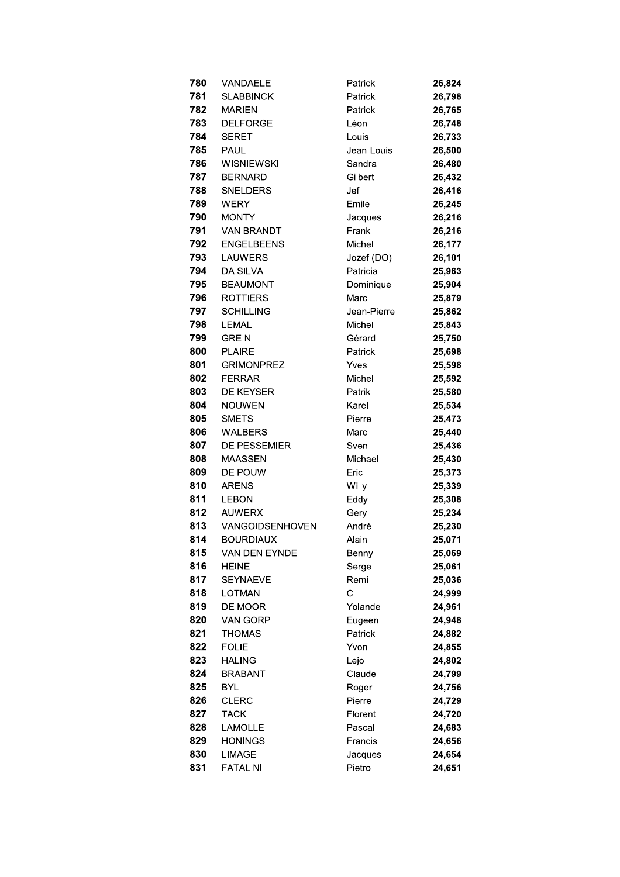| | | | |
|---|---|---|---|
| **780** | VANDAELE | Patrick | **26,824** |
| **781** | SLABBINCK | Patrick | **26,798** |
| **782** | MARIEN | Patrick | **26,765** |
| **783** | DELFORGE | Léon | **26,748** |
| **784** | SERET | Louis | **26,733** |
| **785** | PAUL | Jean-Louis | **26,500** |
| **786** | WISNIEWSKI | Sandra | **26,480** |
| **787** | BERNARD | Gilbert | **26,432** |
| **788** | SNELDERS | Jef | **26,416** |
| **789** | WERY | Emile | **26,245** |
| **790** | MONTY | Jacques | **26,216** |
| **791** | VAN BRANDT | Frank | **26,216** |
| **792** | ENGELBEENS | Michel | **26,177** |
| **793** | LAUWERS | Jozef (DO) | **26,101** |
| **794** | DA SILVA | Patricia | **25,963** |
| **795** | BEAUMONT | Dominique | **25,904** |
| **796** | ROTTIERS | Marc | **25,879** |
| **797** | SCHILLING | Jean-Pierre | **25,862** |
| **798** | LEMAL | Michel | **25,843** |
| **799** | GREIN | Gérard | **25,750** |
| **800** | PLAIRE | Patrick | **25,698** |
| **801** | GRIMONPREZ | Yves | **25,598** |
| **802** | FERRARI | Michel | **25,592** |
| **803** | DE KEYSER | Patrik | **25,580** |
| **804** | NOUWEN | Karel | **25,534** |
| **805** | SMETS | Pierre | **25,473** |
| **806** | WALBERS | Marc | **25,440** |
| **807** | DE PESSEMIER | Sven | **25,436** |
| **808** | MAASSEN | Michael | **25,430** |
| **809** | DE POUW | Eric | **25,373** |
| **810** | ARENS | Willy | **25,339** |
| **811** | LEBON | Eddy | **25,308** |
| **812** | AUWERX | Gery | **25,234** |
| **813** | VANGOIDSENHOVEN | André | **25,230** |
| **814** | BOURDIAUX | Alain | **25,071** |
| **815** | VAN DEN EYNDE | Benny | **25,069** |
| **816** | HEINE | Serge | **25,061** |
| **817** | SEYNAEVE | Remi | **25,036** |
| **818** | LOTMAN | C | **24,999** |
| **819** | DE MOOR | Yolande | **24,961** |
| **820** | VAN GORP | Eugeen | **24,948** |
| **821** | THOMAS | Patrick | **24,882** |
| **822** | FOLIE | Yvon | **24,855** |
| **823** | HALING | Lejo | **24,802** |
| **824** | BRABANT | Claude | **24,799** |
| **825** | BYL | Roger | **24,756** |
| **826** | CLERC | Pierre | **24,729** |
| **827** | TACK | Florent | **24,720** |
| **828** | LAMOLLE | Pascal | **24,683** |
| **829** | HONINGS | Francis | **24,656** |
| **830** | LIMAGE | Jacques | **24,654** |
| **831** | FATALINI | Pietro | **24,651** |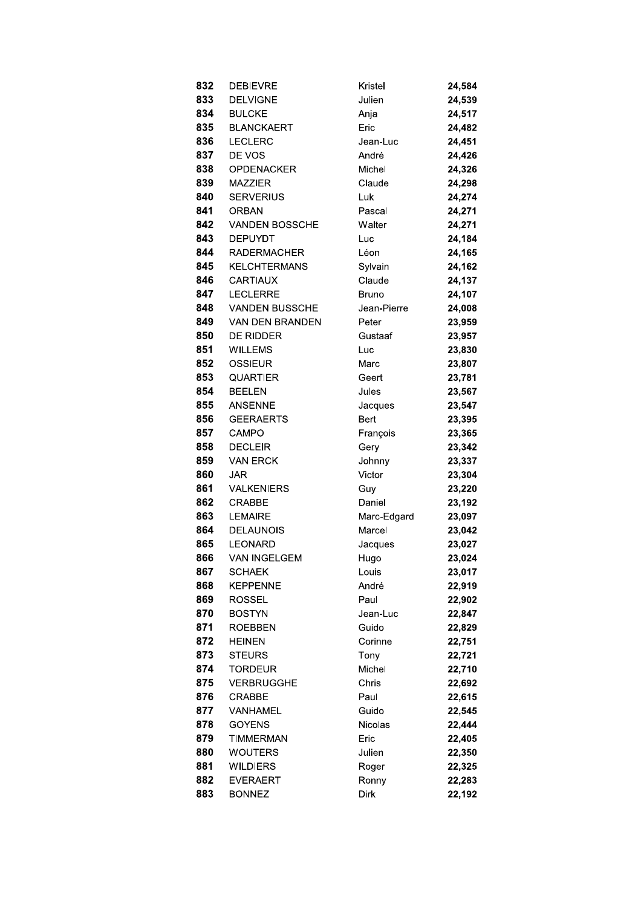| | | | |
|---|---|---|---|
| **832** | DEBIEVRE | Kristel | **24,584** |
| **833** | DELVIGNE | Julien | **24,539** |
| **834** | BULCKE | Anja | **24,517** |
| **835** | BLANCKAERT | Eric | **24,482** |
| **836** | LECLERC | Jean-Luc | **24,451** |
| **837** | DE VOS | André | **24,426** |
| **838** | OPDENACKER | Michel | **24,326** |
| **839** | MAZZIER | Claude | **24,298** |
| **840** | SERVERIUS | Luk | **24,274** |
| **841** | ORBAN | Pascal | **24,271** |
| **842** | VANDEN BOSSCHE | Walter | **24,271** |
| **843** | DEPUYDT | Luc | **24,184** |
| **844** | RADERMACHER | Léon | **24,165** |
| **845** | KELCHTERMANS | Sylvain | **24,162** |
| **846** | CARTIAUX | Claude | **24,137** |
| **847** | LECLERRE | Bruno | **24,107** |
| **848** | VANDEN BUSSCHE | Jean-Pierre | **24,008** |
| **849** | VAN DEN BRANDEN | Peter | **23,959** |
| **850** | DE RIDDER | Gustaaf | **23,957** |
| **851** | WILLEMS | Luc | **23,830** |
| **852** | OSSIEUR | Marc | **23,807** |
| **853** | QUARTIER | Geert | **23,781** |
| **854** | BEELEN | Jules | **23,567** |
| **855** | ANSENNE | Jacques | **23,547** |
| **856** | GEERAERTS | Bert | **23,395** |
| **857** | CAMPO | François | **23,365** |
| **858** | DECLEIR | Gery | **23,342** |
| **859** | VAN ERCK | Johnny | **23,337** |
| **860** | JAR | Victor | **23,304** |
| **861** | VALKENIERS | Guy | **23,220** |
| **862** | CRABBE | Daniel | **23,192** |
| **863** | LEMAIRE | Marc-Edgard | **23,097** |
| **864** | DELAUNOIS | Marcel | **23,042** |
| **865** | LEONARD | Jacques | **23,027** |
| **866** | VAN INGELGEM | Hugo | **23,024** |
| **867** | SCHAEK | Louis | **23,017** |
| **868** | KEPPENNE | André | **22,919** |
| **869** | ROSSEL | Paul | **22,902** |
| **870** | BOSTYN | Jean-Luc | **22,847** |
| **871** | ROEBBEN | Guido | **22,829** |
| **872** | HEINEN | Corinne | **22,751** |
| **873** | STEURS | Tony | **22,721** |
| **874** | TORDEUR | Michel | **22,710** |
| **875** | VERBRUGGHE | Chris | **22,692** |
| **876** | CRABBE | Paul | **22,615** |
| **877** | VANHAMEL | Guido | **22,545** |
| **878** | GOYENS | Nicolas | **22,444** |
| **879** | TIMMERMAN | Eric | **22,405** |
| **880** | WOUTERS | Julien | **22,350** |
| **881** | WILDIERS | Roger | **22,325** |
| **882** | EVERAERT | Ronny | **22,283** |
| **883** | BONNEZ | Dirk | **22,192** |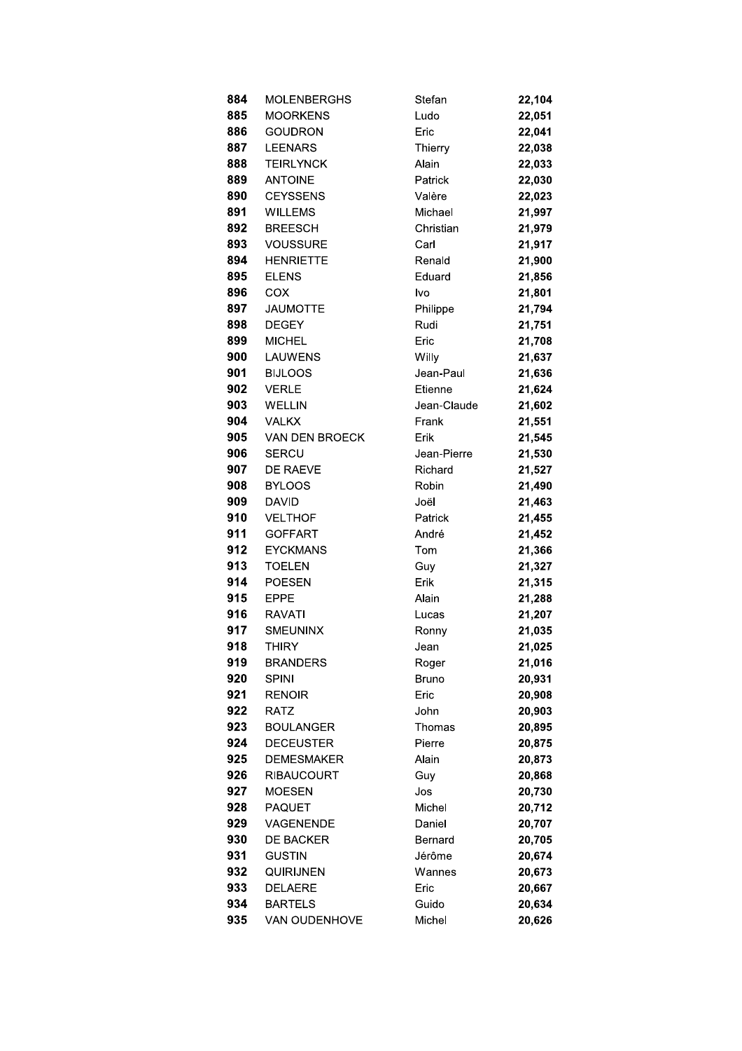| | | | |
|---|---|---|---|
| **884** | MOLENBERGHS | Stefan | **22,104** |
| **885** | MOORKENS | Ludo | **22,051** |
| **886** | GOUDRON | Eric | **22,041** |
| **887** | LEENARS | Thierry | **22,038** |
| **888** | TEIRLYNCK | Alain | **22,033** |
| **889** | ANTOINE | Patrick | **22,030** |
| **890** | CEYSSENS | Valère | **22,023** |
| **891** | WILLEMS | Michael | **21,997** |
| **892** | BREESCH | Christian | **21,979** |
| **893** | VOUSSURE | Carl | **21,917** |
| **894** | HENRIETTE | Renald | **21,900** |
| **895** | ELENS | Eduard | **21,856** |
| **896** | COX | Ivo | **21,801** |
| **897** | JAUMOTTE | Philippe | **21,794** |
| **898** | DEGEY | Rudi | **21,751** |
| **899** | MICHEL | Eric | **21,708** |
| **900** | LAUWENS | Willy | **21,637** |
| **901** | BIJLOOS | Jean-Paul | **21,636** |
| **902** | VERLE | Etienne | **21,624** |
| **903** | WELLIN | Jean-Claude | **21,602** |
| **904** | VALKX | Frank | **21,551** |
| **905** | VAN DEN BROECK | Erik | **21,545** |
| **906** | SERCU | Jean-Pierre | **21,530** |
| **907** | DE RAEVE | Richard | **21,527** |
| **908** | BYLOOS | Robin | **21,490** |
| **909** | DAVID | Joël | **21,463** |
| **910** | VELTHOF | Patrick | **21,455** |
| **911** | GOFFART | André | **21,452** |
| **912** | EYCKMANS | Tom | **21,366** |
| **913** | TOELEN | Guy | **21,327** |
| **914** | POESEN | Erik | **21,315** |
| **915** | EPPE | Alain | **21,288** |
| **916** | RAVATI | Lucas | **21,207** |
| **917** | SMEUNINX | Ronny | **21,035** |
| **918** | THIRY | Jean | **21,025** |
| **919** | BRANDERS | Roger | **21,016** |
| **920** | SPINI | Bruno | **20,931** |
| **921** | RENOIR | Eric | **20,908** |
| **922** | RATZ | John | **20,903** |
| **923** | BOULANGER | Thomas | **20,895** |
| **924** | DECEUSTER | Pierre | **20,875** |
| **925** | DEMESMAKER | Alain | **20,873** |
| **926** | RIBAUCOURT | Guy | **20,868** |
| **927** | MOESEN | Jos | **20,730** |
| **928** | PAQUET | Michel | **20,712** |
| **929** | VAGENENDE | Daniel | **20,707** |
| **930** | DE BACKER | Bernard | **20,705** |
| **931** | GUSTIN | Jérôme | **20,674** |
| **932** | QUIRIJNEN | Wannes | **20,673** |
| **933** | DELAERE | Eric | **20,667** |
| **934** | BARTELS | Guido | **20,634** |
| **935** | VAN OUDENHOVE | Michel | **20,626** |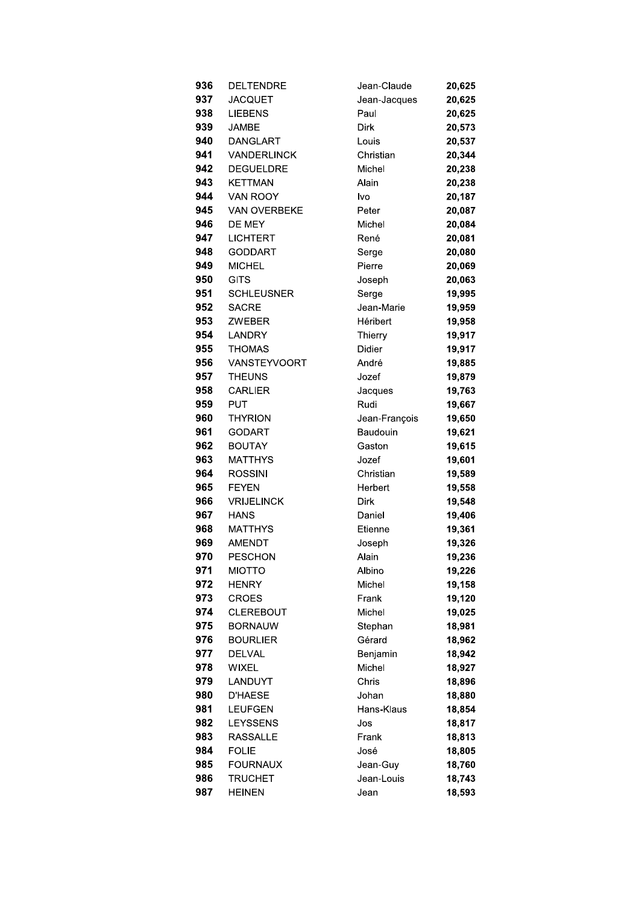| | | | |
|---|---|---|---|
| **936** | DELTENDRE | Jean-Claude | **20,625** |
| **937** | JACQUET | Jean-Jacques | **20,625** |
| **938** | LIEBENS | Paul | **20,625** |
| **939** | JAMBE | Dirk | **20,573** |
| **940** | DANGLART | Louis | **20,537** |
| **941** | VANDERLINCK | Christian | **20,344** |
| **942** | DEGUELDRE | Michel | **20,238** |
| **943** | KETTMAN | Alain | **20,238** |
| **944** | VAN ROOY | Ivo | **20,187** |
| **945** | VAN OVERBEKE | Peter | **20,087** |
| **946** | DE MEY | Michel | **20,084** |
| **947** | LICHTERT | René | **20,081** |
| **948** | GODDART | Serge | **20,080** |
| **949** | MICHEL | Pierre | **20,069** |
| **950** | GITS | Joseph | **20,063** |
| **951** | SCHLEUSNER | Serge | **19,995** |
| **952** | SACRE | Jean-Marie | **19,959** |
| **953** | ZWEBER | Héribert | **19,958** |
| **954** | LANDRY | Thierry | **19,917** |
| **955** | THOMAS | Didier | **19,917** |
| **956** | VANSTEYVOORT | André | **19,885** |
| **957** | THEUNS | Jozef | **19,879** |
| **958** | CARLIER | Jacques | **19,763** |
| **959** | PUT | Rudi | **19,667** |
| **960** | THYRION | Jean-François | **19,650** |
| **961** | GODART | Baudouin | **19,621** |
| **962** | BOUTAY | Gaston | **19,615** |
| **963** | MATTHYS | Jozef | **19,601** |
| **964** | ROSSINI | Christian | **19,589** |
| **965** | FEYEN | Herbert | **19,558** |
| **966** | VRIJELINCK | Dirk | **19,548** |
| **967** | HANS | Daniel | **19,406** |
| **968** | MATTHYS | Etienne | **19,361** |
| **969** | AMENDT | Joseph | **19,326** |
| **970** | PESCHON | Alain | **19,236** |
| **971** | MIOTTO | Albino | **19,226** |
| **972** | HENRY | Michel | **19,158** |
| **973** | CROES | Frank | **19,120** |
| **974** | CLEREBOUT | Michel | **19,025** |
| **975** | BORNAUW | Stephan | **18,981** |
| **976** | BOURLIER | Gérard | **18,962** |
| **977** | DELVAL | Benjamin | **18,942** |
| **978** | WIXEL | Michel | **18,927** |
| **979** | LANDUYT | Chris | **18,896** |
| **980** | D'HAESE | Johan | **18,880** |
| **981** | LEUFGEN | Hans-Klaus | **18,854** |
| **982** | LEYSSENS | Jos | **18,817** |
| **983** | RASSALLE | Frank | **18,813** |
| **984** | FOLIE | José | **18,805** |
| **985** | FOURNAUX | Jean-Guy | **18,760** |
| **986** | TRUCHET | Jean-Louis | **18,743** |
| **987** | HEINEN | Jean | **18,593** |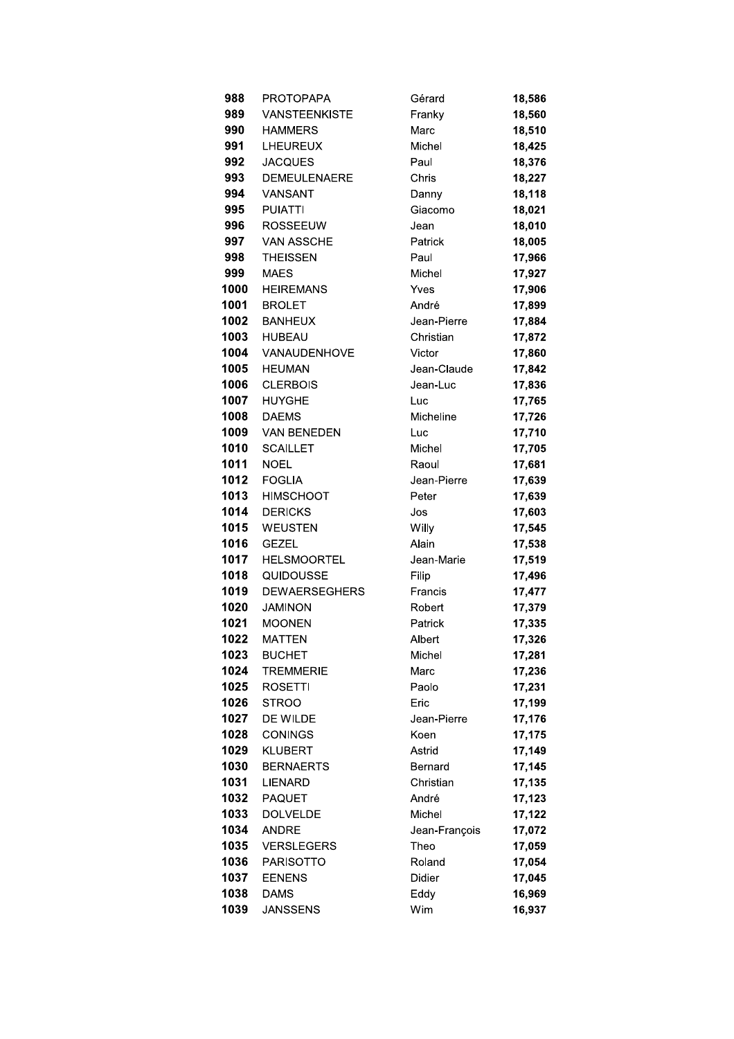| | | | |
|---|---|---|---|
| **988** | PROTOPAPA | Gérard | **18,586** |
| **989** | VANSTEENKISTE | Franky | **18,560** |
| **990** | HAMMERS | Marc | **18,510** |
| **991** | LHEUREUX | Michel | **18,425** |
| **992** | JACQUES | Paul | **18,376** |
| **993** | DEMEULENAERE | Chris | **18,227** |
| **994** | VANSANT | Danny | **18,118** |
| **995** | PUIATTI | Giacomo | **18,021** |
| **996** | ROSSEEUW | Jean | **18,010** |
| **997** | VAN ASSCHE | Patrick | **18,005** |
| **998** | THEISSEN | Paul | **17,966** |
| **999** | MAES | Michel | **17,927** |
| **1000** | HEIREMANS | Yves | **17,906** |
| **1001** | BROLET | André | **17,899** |
| **1002** | BANHEUX | Jean-Pierre | **17,884** |
| **1003** | HUBEAU | Christian | **17,872** |
| **1004** | VANAUDENHOVE | Victor | **17,860** |
| **1005** | HEUMAN | Jean-Claude | **17,842** |
| **1006** | CLERBOIS | Jean-Luc | **17,836** |
| **1007** | HUYGHE | Luc | **17,765** |
| **1008** | DAEMS | Micheline | **17,726** |
| **1009** | VAN BENEDEN | Luc | **17,710** |
| **1010** | SCAILLET | Michel | **17,705** |
| **1011** | NOEL | Raoul | **17,681** |
| **1012** | FOGLIA | Jean-Pierre | **17,639** |
| **1013** | HIMSCHOOT | Peter | **17,639** |
| **1014** | DERICKS | Jos | **17,603** |
| **1015** | WEUSTEN | Willy | **17,545** |
| **1016** | GEZEL | Alain | **17,538** |
| **1017** | HELSMOORTEL | Jean-Marie | **17,519** |
| **1018** | QUIDOUSSE | Filip | **17,496** |
| **1019** | DEWAERSEGHERS | Francis | **17,477** |
| **1020** | JAMINON | Robert | **17,379** |
| **1021** | MOONEN | Patrick | **17,335** |
| **1022** | MATTEN | Albert | **17,326** |
| **1023** | BUCHET | Michel | **17,281** |
| **1024** | TREMMERIE | Marc | **17,236** |
| **1025** | ROSETTI | Paolo | **17,231** |
| **1026** | STROO | Eric | **17,199** |
| **1027** | DE WILDE | Jean-Pierre | **17,176** |
| **1028** | CONINGS | Koen | **17,175** |
| **1029** | KLUBERT | Astrid | **17,149** |
| **1030** | BERNAERTS | Bernard | **17,145** |
| **1031** | LIENARD | Christian | **17,135** |
| **1032** | PAQUET | André | **17,123** |
| **1033** | DOLVELDE | Michel | **17,122** |
| **1034** | ANDRE | Jean-François | **17,072** |
| **1035** | VERSLEGERS | Theo | **17,059** |
| **1036** | PARISOTTO | Roland | **17,054** |
| **1037** | EENENS | Didier | **17,045** |
| **1038** | DAMS | Eddy | **16,969** |
| **1039** | JANSSENS | Wim | **16,937** |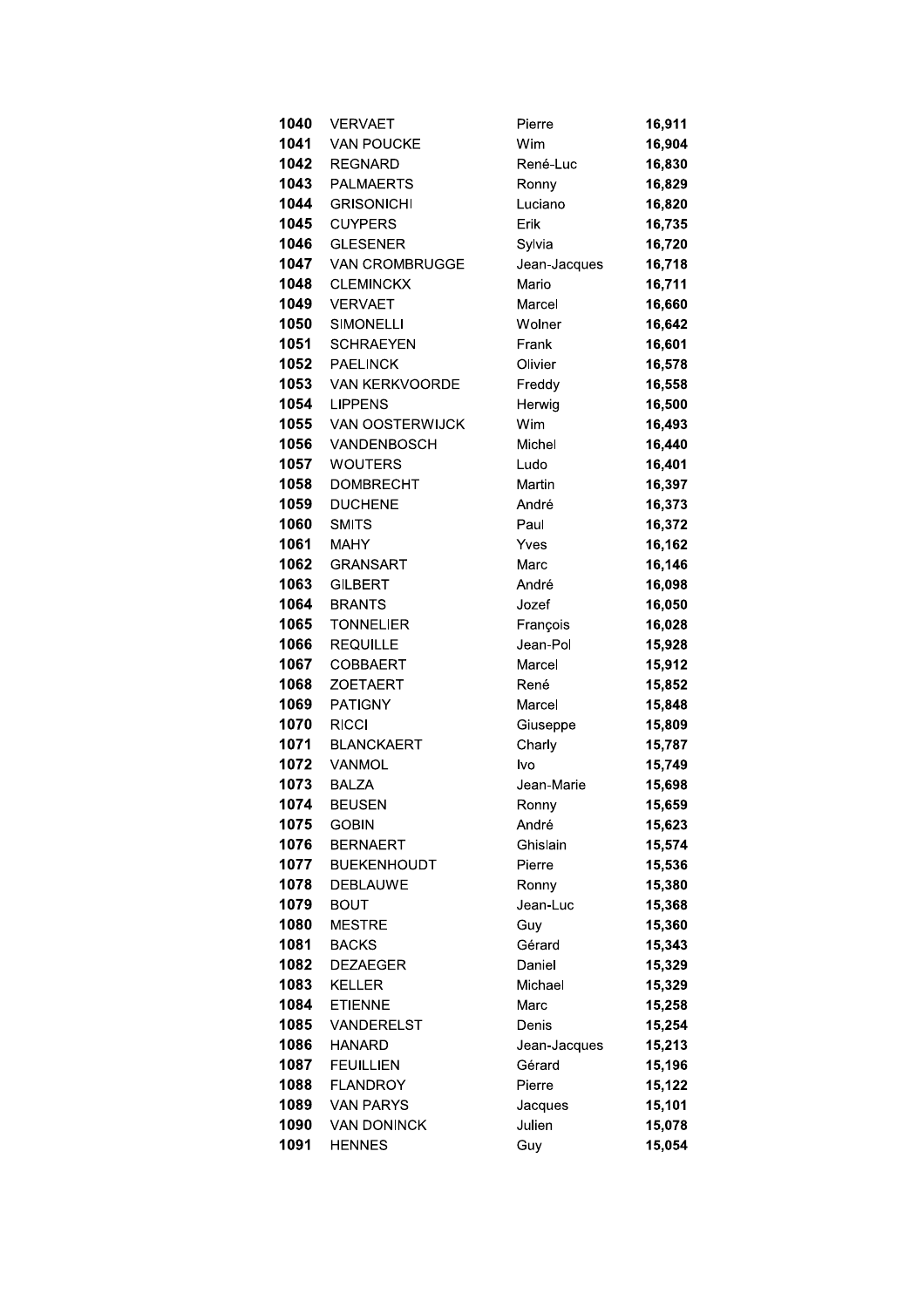| | | | |
|---|---|---|---|
| **1040** | VERVAET | Pierre | **16,911** |
| **1041** | VAN POUCKE | Wim | **16,904** |
| **1042** | REGNARD | René-Luc | **16,830** |
| **1043** | PALMAERTS | Ronny | **16,829** |
| **1044** | GRISONICHI | Luciano | **16,820** |
| **1045** | CUYPERS | Erik | **16,735** |
| **1046** | GLESENER | Sylvia | **16,720** |
| **1047** | VAN CROMBRUGGE | Jean-Jacques | **16,718** |
| **1048** | CLEMINCKX | Mario | **16,711** |
| **1049** | VERVAET | Marcel | **16,660** |
| **1050** | SIMONELLI | Wolner | **16,642** |
| **1051** | SCHRAEYEN | Frank | **16,601** |
| **1052** | PAELINCK | Olivier | **16,578** |
| **1053** | VAN KERKVOORDE | Freddy | **16,558** |
| **1054** | LIPPENS | Herwig | **16,500** |
| **1055** | VAN OOSTERWIJCK | Wim | **16,493** |
| **1056** | VANDENBOSCH | Michel | **16,440** |
| **1057** | WOUTERS | Ludo | **16,401** |
| **1058** | DOMBRECHT | Martin | **16,397** |
| **1059** | DUCHENE | André | **16,373** |
| **1060** | SMITS | Paul | **16,372** |
| **1061** | MAHY | Yves | **16,162** |
| **1062** | GRANSART | Marc | **16,146** |
| **1063** | GILBERT | André | **16,098** |
| **1064** | BRANTS | Jozef | **16,050** |
| **1065** | TONNELIER | François | **16,028** |
| **1066** | REQUILLE | Jean-Pol | **15,928** |
| **1067** | COBBAERT | Marcel | **15,912** |
| **1068** | ZOETAERT | René | **15,852** |
| **1069** | PATIGNY | Marcel | **15,848** |
| **1070** | RICCI | Giuseppe | **15,809** |
| **1071** | BLANCKAERT | Charly | **15,787** |
| **1072** | VANMOL | Ivo | **15,749** |
| **1073** | BALZA | Jean-Marie | **15,698** |
| **1074** | BEUSEN | Ronny | **15,659** |
| **1075** | GOBIN | André | **15,623** |
| **1076** | BERNAERT | Ghislain | **15,574** |
| **1077** | BUEKENHOUDT | Pierre | **15,536** |
| **1078** | DEBLAUWE | Ronny | **15,380** |
| **1079** | BOUT | Jean-Luc | **15,368** |
| **1080** | MESTRE | Guy | **15,360** |
| **1081** | BACKS | Gérard | **15,343** |
| **1082** | DEZAEGER | Daniel | **15,329** |
| **1083** | KELLER | Michael | **15,329** |
| **1084** | ETIENNE | Marc | **15,258** |
| **1085** | VANDERELST | Denis | **15,254** |
| **1086** | HANARD | Jean-Jacques | **15,213** |
| **1087** | FEUILLIEN | Gérard | **15,196** |
| **1088** | FLANDROY | Pierre | **15,122** |
| **1089** | VAN PARYS | Jacques | **15,101** |
| **1090** | VAN DONINCK | Julien | **15,078** |
| **1091** | HENNES | Guy | **15,054** |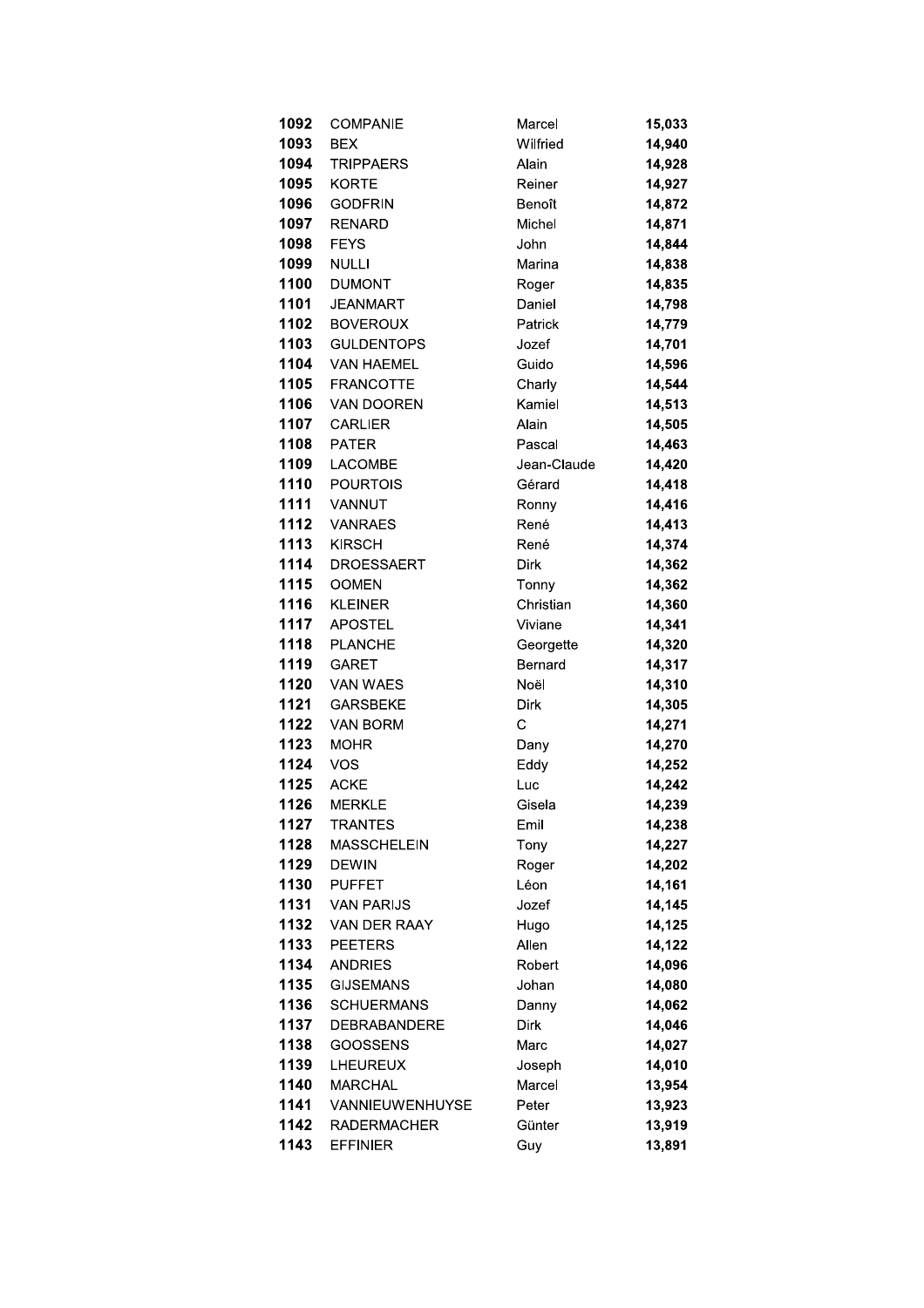| | | | |
|---|---|---|---|
| **1092** | COMPANIE | Marcel | **15,033** |
| **1093** | BEX | Wilfried | **14,940** |
| **1094** | TRIPPAERS | Alain | **14,928** |
| **1095** | KORTE | Reiner | **14,927** |
| **1096** | GODFRIN | Benoît | **14,872** |
| **1097** | RENARD | Michel | **14,871** |
| **1098** | FEYS | John | **14,844** |
| **1099** | NULLI | Marina | **14,838** |
| **1100** | DUMONT | Roger | **14,835** |
| **1101** | JEANMART | Daniel | **14,798** |
| **1102** | BOVEROUX | Patrick | **14,779** |
| **1103** | GULDENTOPS | Jozef | **14,701** |
| **1104** | VAN HAEMEL | Guido | **14,596** |
| **1105** | FRANCOTTE | Charly | **14,544** |
| **1106** | VAN DOOREN | Kamiel | **14,513** |
| **1107** | CARLIER | Alain | **14,505** |
| **1108** | PATER | Pascal | **14,463** |
| **1109** | LACOMBE | Jean-Claude | **14,420** |
| **1110** | POURTOIS | Gérard | **14,418** |
| **1111** | VANNUT | Ronny | **14,416** |
| **1112** | VANRAES | René | **14,413** |
| **1113** | KIRSCH | René | **14,374** |
| **1114** | DROESSAERT | Dirk | **14,362** |
| **1115** | OOMEN | Tonny | **14,362** |
| **1116** | KLEINER | Christian | **14,360** |
| **1117** | APOSTEL | Viviane | **14,341** |
| **1118** | PLANCHE | Georgette | **14,320** |
| **1119** | GARET | Bernard | **14,317** |
| **1120** | VAN WAES | Noël | **14,310** |
| **1121** | GARSBEKE | Dirk | **14,305** |
| **1122** | VAN BORM | C | **14,271** |
| **1123** | MOHR | Dany | **14,270** |
| **1124** | VOS | Eddy | **14,252** |
| **1125** | ACKE | Luc | **14,242** |
| **1126** | MERKLE | Gisela | **14,239** |
| **1127** | TRANTES | Emil | **14,238** |
| **1128** | MASSCHELEIN | Tony | **14,227** |
| **1129** | DEWIN | Roger | **14,202** |
| **1130** | PUFFET | Léon | **14,161** |
| **1131** | VAN PARIJS | Jozef | **14,145** |
| **1132** | VAN DER RAAY | Hugo | **14,125** |
| **1133** | PEETERS | Allen | **14,122** |
| **1134** | ANDRIES | Robert | **14,096** |
| **1135** | GIJSEMANS | Johan | **14,080** |
| **1136** | SCHUERMANS | Danny | **14,062** |
| **1137** | DEBRABANDERE | Dirk | **14,046** |
| **1138** | GOOSSENS | Marc | **14,027** |
| **1139** | LHEUREUX | Joseph | **14,010** |
| **1140** | MARCHAL | Marcel | **13,954** |
| **1141** | VANNIEUWENHUYSE | Peter | **13,923** |
| **1142** | RADERMACHER | Günter | **13,919** |
| **1143** | EFFINIER | Guy | **13,891** |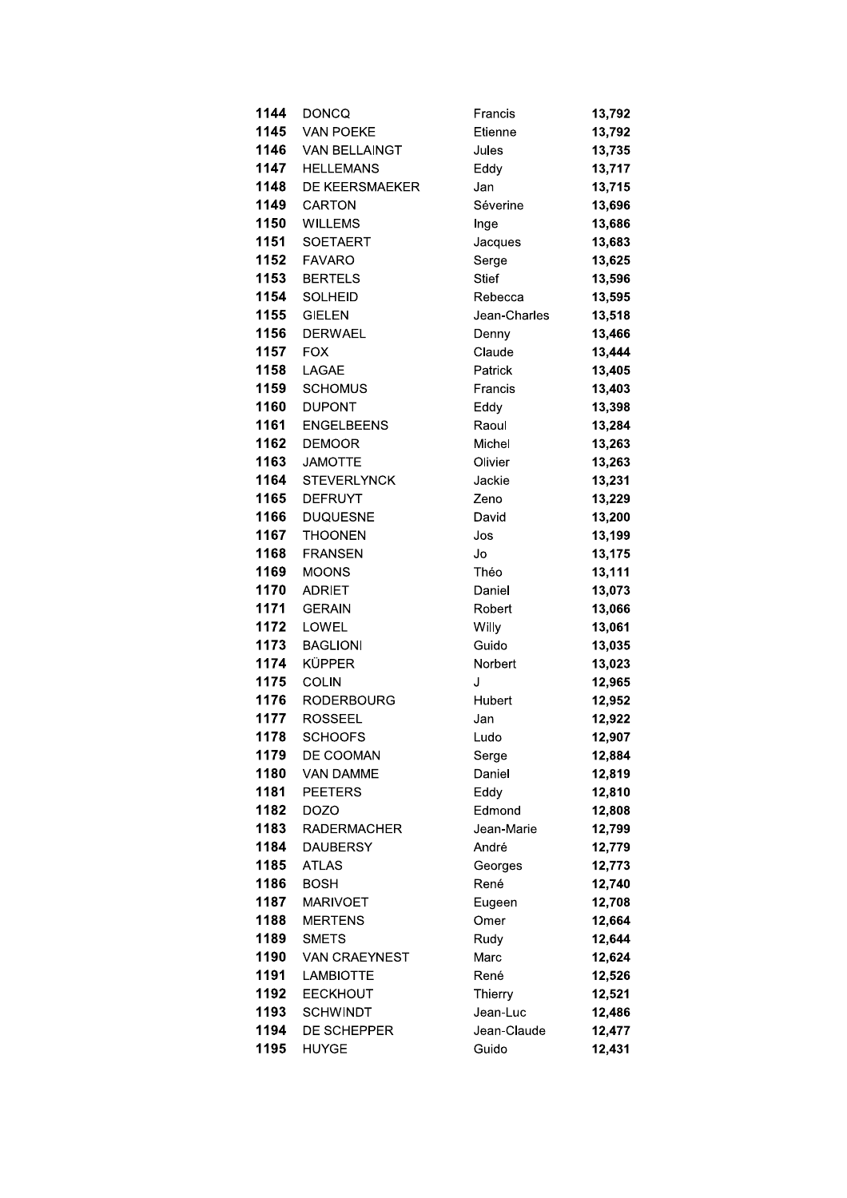| | | | |
|---|---|---|---|
| **1144** | DONCQ | Francis | **13,792** |
| **1145** | VAN POEKE | Etienne | **13,792** |
| **1146** | VAN BELLAINGT | Jules | **13,735** |
| **1147** | HELLEMANS | Eddy | **13,717** |
| **1148** | DE KEERSMAEKER | Jan | **13,715** |
| **1149** | CARTON | Séverine | **13,696** |
| **1150** | WILLEMS | Inge | **13,686** |
| **1151** | SOETAERT | Jacques | **13,683** |
| **1152** | FAVARO | Serge | **13,625** |
| **1153** | BERTELS | Stief | **13,596** |
| **1154** | SOLHEID | Rebecca | **13,595** |
| **1155** | GIELEN | Jean-Charles | **13,518** |
| **1156** | DERWAEL | Denny | **13,466** |
| **1157** | FOX | Claude | **13,444** |
| **1158** | LAGAE | Patrick | **13,405** |
| **1159** | SCHOMUS | Francis | **13,403** |
| **1160** | DUPONT | Eddy | **13,398** |
| **1161** | ENGELBEENS | Raoul | **13,284** |
| **1162** | DEMOOR | Michel | **13,263** |
| **1163** | JAMOTTE | Olivier | **13,263** |
| **1164** | STEVERLYNCK | Jackie | **13,231** |
| **1165** | DEFRUYT | Zeno | **13,229** |
| **1166** | DUQUESNE | David | **13,200** |
| **1167** | THOONEN | Jos | **13,199** |
| **1168** | FRANSEN | Jo | **13,175** |
| **1169** | MOONS | Théo | **13,111** |
| **1170** | ADRIET | Daniel | **13,073** |
| **1171** | GERAIN | Robert | **13,066** |
| **1172** | LOWEL | Willy | **13,061** |
| **1173** | BAGLIONI | Guido | **13,035** |
| **1174** | KÜPPER | Norbert | **13,023** |
| **1175** | COLIN | J | **12,965** |
| **1176** | RODERBOURG | Hubert | **12,952** |
| **1177** | ROSSEEL | Jan | **12,922** |
| **1178** | SCHOOFS | Ludo | **12,907** |
| **1179** | DE COOMAN | Serge | **12,884** |
| **1180** | VAN DAMME | Daniel | **12,819** |
| **1181** | PEETERS | Eddy | **12,810** |
| **1182** | DOZO | Edmond | **12,808** |
| **1183** | RADERMACHER | Jean-Marie | **12,799** |
| **1184** | DAUBERSY | André | **12,779** |
| **1185** | ATLAS | Georges | **12,773** |
| **1186** | BOSH | René | **12,740** |
| **1187** | MARIVOET | Eugeen | **12,708** |
| **1188** | MERTENS | Omer | **12,664** |
| **1189** | SMETS | Rudy | **12,644** |
| **1190** | VAN CRAEYNEST | Marc | **12,624** |
| **1191** | LAMBIOTTE | René | **12,526** |
| **1192** | EECKHOUT | Thierry | **12,521** |
| **1193** | SCHWINDT | Jean-Luc | **12,486** |
| **1194** | DE SCHEPPER | Jean-Claude | **12,477** |
| **1195** | HUYGE | Guido | **12,431** |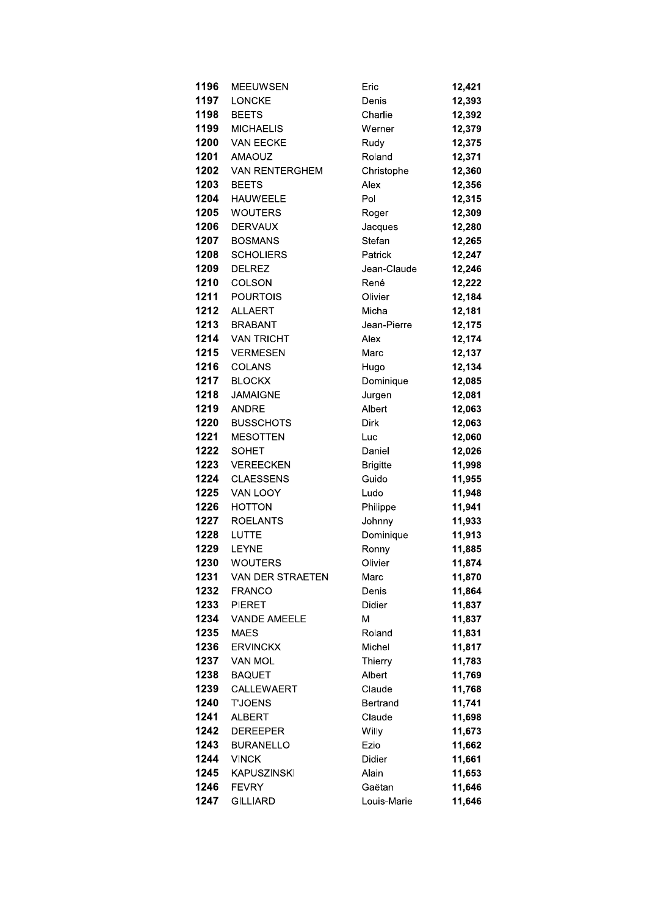| | | | |
|---|---|---|---|
| 1196 | MEEUWSEN | Eric | 12,421 |
| 1197 | LONCKE | Denis | 12,393 |
| 1198 | BEETS | Charlie | 12,392 |
| 1199 | MICHAELIS | Werner | 12,379 |
| 1200 | VAN EECKE | Rudy | 12,375 |
| 1201 | AMAOUZ | Roland | 12,371 |
| 1202 | VAN RENTERGHEM | Christophe | 12,360 |
| 1203 | BEETS | Alex | 12,356 |
| 1204 | HAUWEELE | Pol | 12,315 |
| 1205 | WOUTERS | Roger | 12,309 |
| 1206 | DERVAUX | Jacques | 12,280 |
| 1207 | BOSMANS | Stefan | 12,265 |
| 1208 | SCHOLIERS | Patrick | 12,247 |
| 1209 | DELREZ | Jean-Claude | 12,246 |
| 1210 | COLSON | René | 12,222 |
| 1211 | POURTOIS | Olivier | 12,184 |
| 1212 | ALLAERT | Micha | 12,181 |
| 1213 | BRABANT | Jean-Pierre | 12,175 |
| 1214 | VAN TRICHT | Alex | 12,174 |
| 1215 | VERMESEN | Marc | 12,137 |
| 1216 | COLANS | Hugo | 12,134 |
| 1217 | BLOCKX | Dominique | 12,085 |
| 1218 | JAMAIGNE | Jurgen | 12,081 |
| 1219 | ANDRE | Albert | 12,063 |
| 1220 | BUSSCHOTS | Dirk | 12,063 |
| 1221 | MESOTTEN | Luc | 12,060 |
| 1222 | SOHET | Daniel | 12,026 |
| 1223 | VEREECKEN | Brigitte | 11,998 |
| 1224 | CLAESSENS | Guido | 11,955 |
| 1225 | VAN LOOY | Ludo | 11,948 |
| 1226 | HOTTON | Philippe | 11,941 |
| 1227 | ROELANTS | Johnny | 11,933 |
| 1228 | LUTTE | Dominique | 11,913 |
| 1229 | LEYNE | Ronny | 11,885 |
| 1230 | WOUTERS | Olivier | 11,874 |
| 1231 | VAN DER STRAETEN | Marc | 11,870 |
| 1232 | FRANCO | Denis | 11,864 |
| 1233 | PIERET | Didier | 11,837 |
| 1234 | VANDE AMEELE | M | 11,837 |
| 1235 | MAES | Roland | 11,831 |
| 1236 | ERVINCKX | Michel | 11,817 |
| 1237 | VAN MOL | Thierry | 11,783 |
| 1238 | BAQUET | Albert | 11,769 |
| 1239 | CALLEWAERT | Claude | 11,768 |
| 1240 | T'JOENS | Bertrand | 11,741 |
| 1241 | ALBERT | Claude | 11,698 |
| 1242 | DEREEPER | Willy | 11,673 |
| 1243 | BURANELLO | Ezio | 11,662 |
| 1244 | VINCK | Didier | 11,661 |
| 1245 | KAPUSZINSKI | Alain | 11,653 |
| 1246 | FEVRY | Gaëtan | 11,646 |
| 1247 | GILLIARD | Louis-Marie | 11,646 |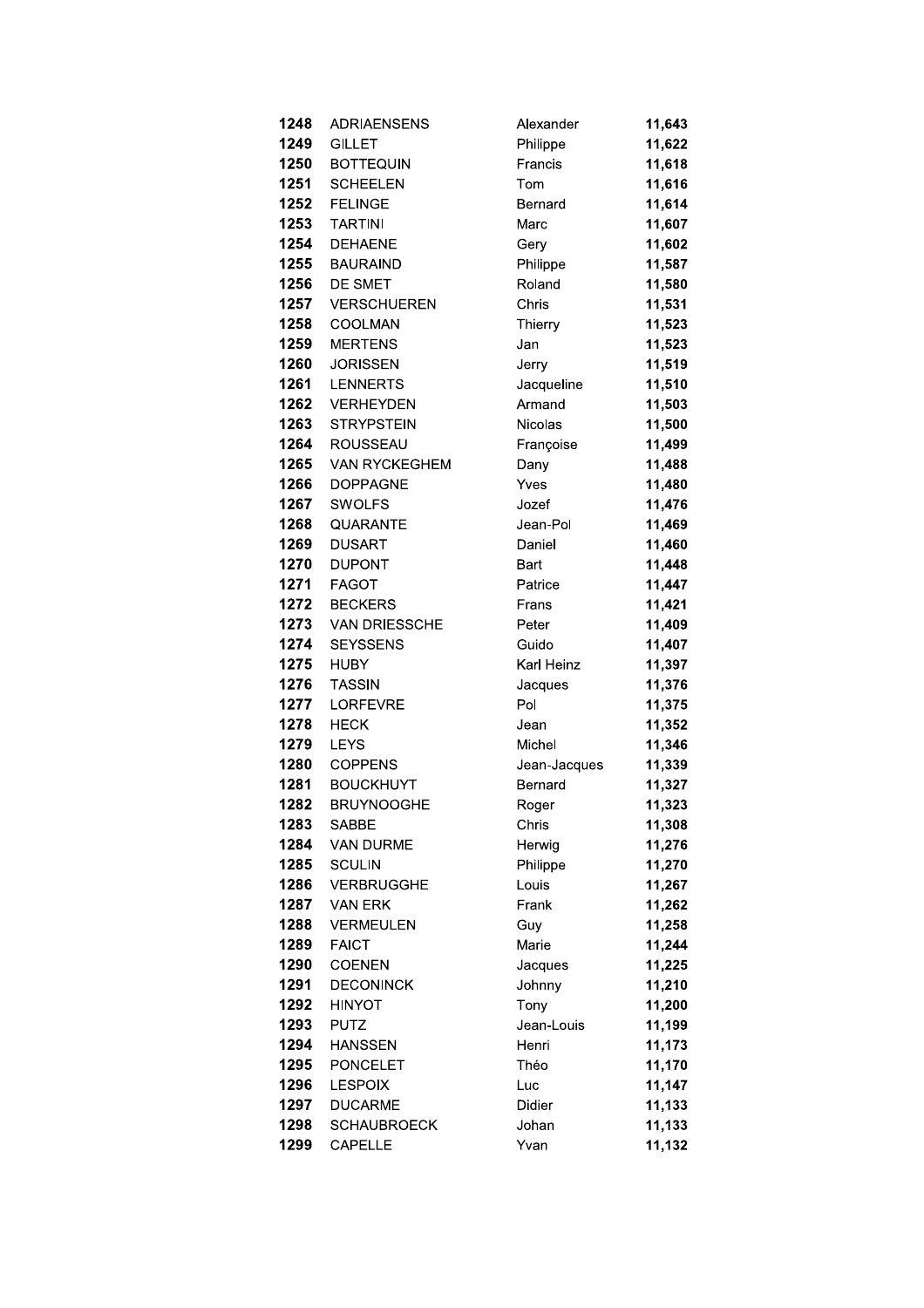| | | | |
|---|---|---|---|
| **1248** | ADRIAENSENS | Alexander | **11,643** |
| **1249** | GILLET | Philippe | **11,622** |
| **1250** | BOTTEQUIN | Francis | **11,618** |
| **1251** | SCHEELEN | Tom | **11,616** |
| **1252** | FELINGE | Bernard | **11,614** |
| **1253** | TARTINI | Marc | **11,607** |
| **1254** | DEHAENE | Gery | **11,602** |
| **1255** | BAURAIND | Philippe | **11,587** |
| **1256** | DE SMET | Roland | **11,580** |
| **1257** | VERSCHUEREN | Chris | **11,531** |
| **1258** | COOLMAN | Thierry | **11,523** |
| **1259** | MERTENS | Jan | **11,523** |
| **1260** | JORISSEN | Jerry | **11,519** |
| **1261** | LENNERTS | Jacqueline | **11,510** |
| **1262** | VERHEYDEN | Armand | **11,503** |
| **1263** | STRYPSTEIN | Nicolas | **11,500** |
| **1264** | ROUSSEAU | Françoise | **11,499** |
| **1265** | VAN RYCKEGHEM | Dany | **11,488** |
| **1266** | DOPPAGNE | Yves | **11,480** |
| **1267** | SWOLFS | Jozef | **11,476** |
| **1268** | QUARANTE | Jean-Pol | **11,469** |
| **1269** | DUSART | Daniel | **11,460** |
| **1270** | DUPONT | Bart | **11,448** |
| **1271** | FAGOT | Patrice | **11,447** |
| **1272** | BECKERS | Frans | **11,421** |
| **1273** | VAN DRIESSCHE | Peter | **11,409** |
| **1274** | SEYSSENS | Guido | **11,407** |
| **1275** | HUBY | Karl Heinz | **11,397** |
| **1276** | TASSIN | Jacques | **11,376** |
| **1277** | LORFEVRE | Pol | **11,375** |
| **1278** | HECK | Jean | **11,352** |
| **1279** | LEYS | Michel | **11,346** |
| **1280** | COPPENS | Jean-Jacques | **11,339** |
| **1281** | BOUCKHUYT | Bernard | **11,327** |
| **1282** | BRUYNOOGHE | Roger | **11,323** |
| **1283** | SABBE | Chris | **11,308** |
| **1284** | VAN DURME | Herwig | **11,276** |
| **1285** | SCULIN | Philippe | **11,270** |
| **1286** | VERBRUGGHE | Louis | **11,267** |
| **1287** | VAN ERK | Frank | **11,262** |
| **1288** | VERMEULEN | Guy | **11,258** |
| **1289** | FAICT | Marie | **11,244** |
| **1290** | COENEN | Jacques | **11,225** |
| **1291** | DECONINCK | Johnny | **11,210** |
| **1292** | HINYOT | Tony | **11,200** |
| **1293** | PUTZ | Jean-Louis | **11,199** |
| **1294** | HANSSEN | Henri | **11,173** |
| **1295** | PONCELET | Théo | **11,170** |
| **1296** | LESPOIX | Luc | **11,147** |
| **1297** | DUCARME | Didier | **11,133** |
| **1298** | SCHAUBROECK | Johan | **11,133** |
| **1299** | CAPELLE | Yvan | **11,132** |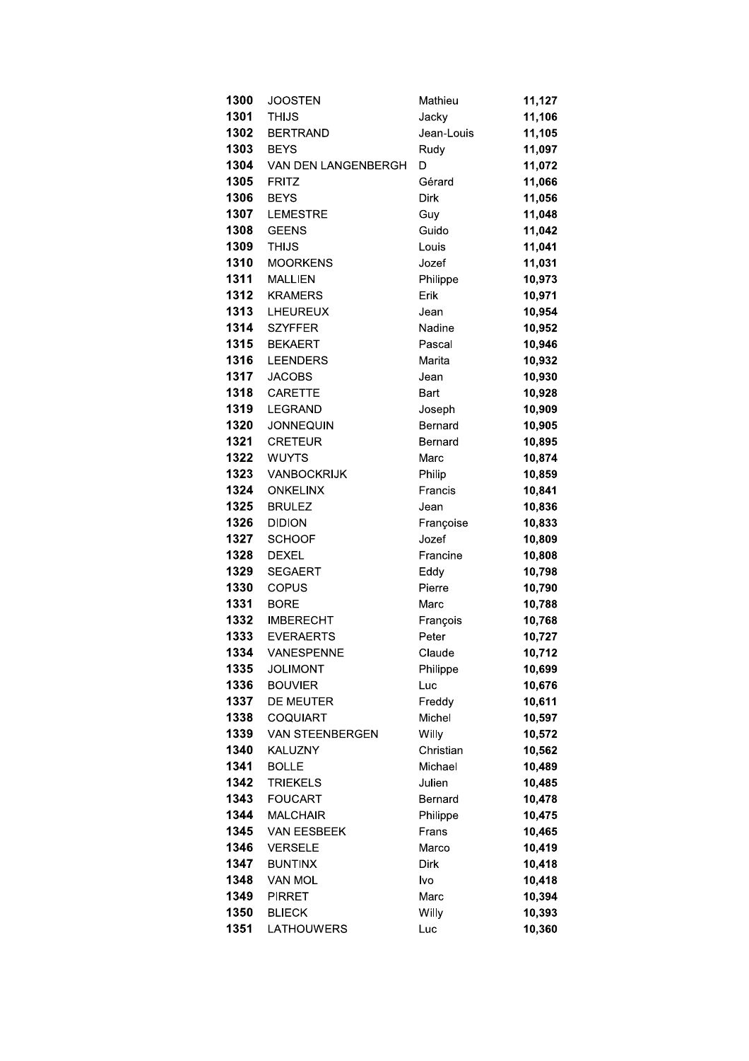| | | | |
|---|---|---|---|
| **1300** | JOOSTEN | Mathieu | **11,127** |
| **1301** | THIJS | Jacky | **11,106** |
| **1302** | BERTRAND | Jean-Louis | **11,105** |
| **1303** | BEYS | Rudy | **11,097** |
| **1304** | VAN DEN LANGENBERGH | D | **11,072** |
| **1305** | FRITZ | Gérard | **11,066** |
| **1306** | BEYS | Dirk | **11,056** |
| **1307** | LEMESTRE | Guy | **11,048** |
| **1308** | GEENS | Guido | **11,042** |
| **1309** | THIJS | Louis | **11,041** |
| **1310** | MOORKENS | Jozef | **11,031** |
| **1311** | MALLIEN | Philippe | **10,973** |
| **1312** | KRAMERS | Erik | **10,971** |
| **1313** | LHEUREUX | Jean | **10,954** |
| **1314** | SZYFFER | Nadine | **10,952** |
| **1315** | BEKAERT | Pascal | **10,946** |
| **1316** | LEENDERS | Marita | **10,932** |
| **1317** | JACOBS | Jean | **10,930** |
| **1318** | CARETTE | Bart | **10,928** |
| **1319** | LEGRAND | Joseph | **10,909** |
| **1320** | JONNEQUIN | Bernard | **10,905** |
| **1321** | CRETEUR | Bernard | **10,895** |
| **1322** | WUYTS | Marc | **10,874** |
| **1323** | VANBOCKRIJK | Philip | **10,859** |
| **1324** | ONKELINX | Francis | **10,841** |
| **1325** | BRULEZ | Jean | **10,836** |
| **1326** | DIDION | Françoise | **10,833** |
| **1327** | SCHOOF | Jozef | **10,809** |
| **1328** | DEXEL | Francine | **10,808** |
| **1329** | SEGAERT | Eddy | **10,798** |
| **1330** | COPUS | Pierre | **10,790** |
| **1331** | BORE | Marc | **10,788** |
| **1332** | IMBERECHT | François | **10,768** |
| **1333** | EVERAERTS | Peter | **10,727** |
| **1334** | VANESPENNE | Claude | **10,712** |
| **1335** | JOLIMONT | Philippe | **10,699** |
| **1336** | BOUVIER | Luc | **10,676** |
| **1337** | DE MEUTER | Freddy | **10,611** |
| **1338** | COQUIART | Michel | **10,597** |
| **1339** | VAN STEENBERGEN | Willy | **10,572** |
| **1340** | KALUZNY | Christian | **10,562** |
| **1341** | BOLLE | Michael | **10,489** |
| **1342** | TRIEKELS | Julien | **10,485** |
| **1343** | FOUCART | Bernard | **10,478** |
| **1344** | MALCHAIR | Philippe | **10,475** |
| **1345** | VAN EESBEEK | Frans | **10,465** |
| **1346** | VERSELE | Marco | **10,419** |
| **1347** | BUNTINX | Dirk | **10,418** |
| **1348** | VAN MOL | Ivo | **10,418** |
| **1349** | PIRRET | Marc | **10,394** |
| **1350** | BLIECK | Willy | **10,393** |
| **1351** | LATHOUWERS | Luc | **10,360** |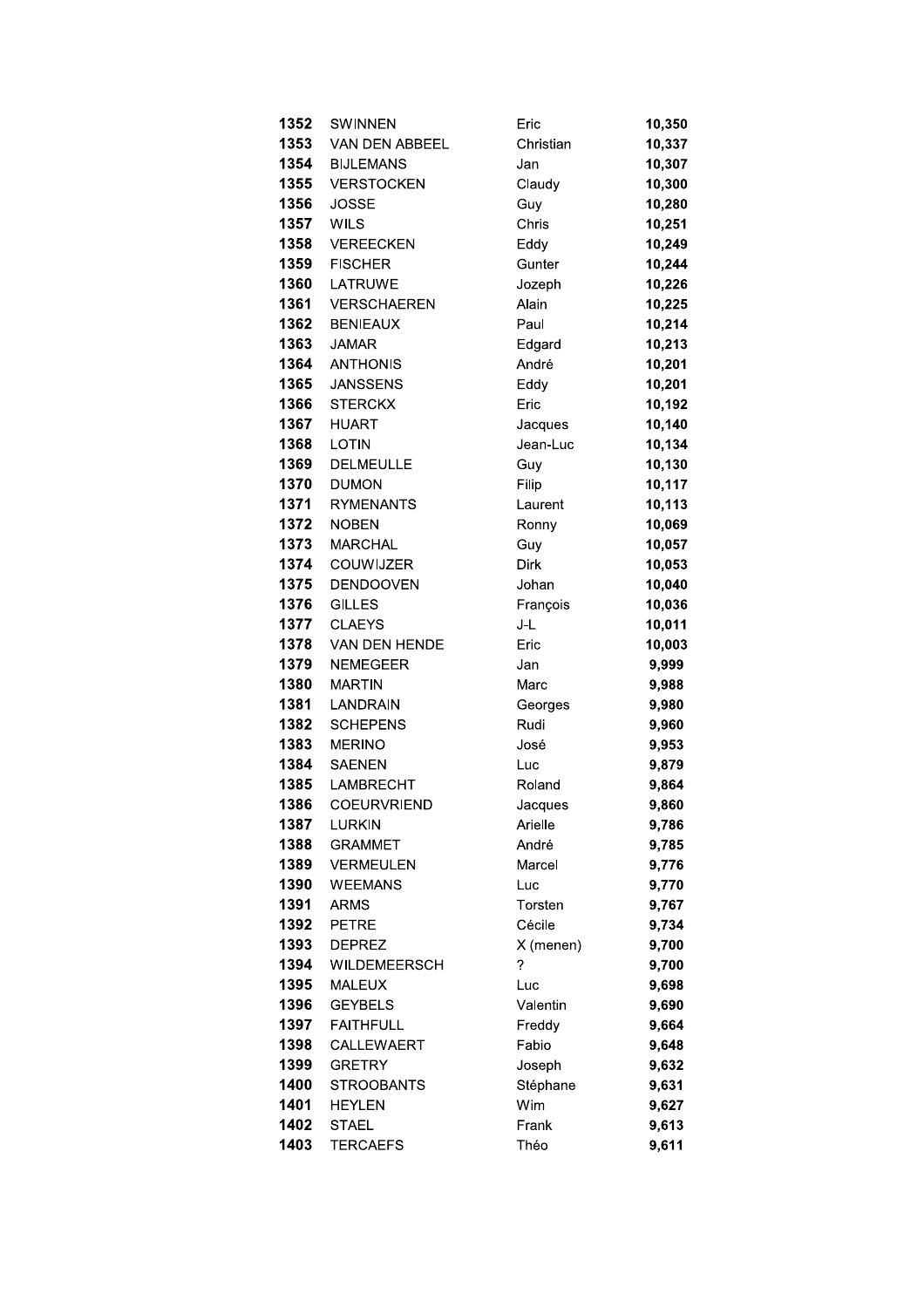| | | | |
|---|---|---|---|
| **1352** | SWINNEN | Eric | **10,350** |
| **1353** | VAN DEN ABBEEL | Christian | **10,337** |
| **1354** | BIJLEMANS | Jan | **10,307** |
| **1355** | VERSTOCKEN | Claudy | **10,300** |
| **1356** | JOSSE | Guy | **10,280** |
| **1357** | WILS | Chris | **10,251** |
| **1358** | VEREECKEN | Eddy | **10,249** |
| **1359** | FISCHER | Gunter | **10,244** |
| **1360** | LATRUWE | Jozeph | **10,226** |
| **1361** | VERSCHAEREN | Alain | **10,225** |
| **1362** | BENIEAUX | Paul | **10,214** |
| **1363** | JAMAR | Edgard | **10,213** |
| **1364** | ANTHONIS | André | **10,201** |
| **1365** | JANSSENS | Eddy | **10,201** |
| **1366** | STERCKX | Eric | **10,192** |
| **1367** | HUART | Jacques | **10,140** |
| **1368** | LOTIN | Jean-Luc | **10,134** |
| **1369** | DELMEULLE | Guy | **10,130** |
| **1370** | DUMON | Filip | **10,117** |
| **1371** | RYMENANTS | Laurent | **10,113** |
| **1372** | NOBEN | Ronny | **10,069** |
| **1373** | MARCHAL | Guy | **10,057** |
| **1374** | COUWIJZER | Dirk | **10,053** |
| **1375** | DENDOOVEN | Johan | **10,040** |
| **1376** | GILLES | François | **10,036** |
| **1377** | CLAEYS | J-L | **10,011** |
| **1378** | VAN DEN HENDE | Eric | **10,003** |
| **1379** | NEMEGEER | Jan | **9,999** |
| **1380** | MARTIN | Marc | **9,988** |
| **1381** | LANDRAIN | Georges | **9,980** |
| **1382** | SCHEPENS | Rudi | **9,960** |
| **1383** | MERINO | José | **9,953** |
| **1384** | SAENEN | Luc | **9,879** |
| **1385** | LAMBRECHT | Roland | **9,864** |
| **1386** | COEURVRIEND | Jacques | **9,860** |
| **1387** | LURKIN | Arielle | **9,786** |
| **1388** | GRAMMET | André | **9,785** |
| **1389** | VERMEULEN | Marcel | **9,776** |
| **1390** | WEEMANS | Luc | **9,770** |
| **1391** | ARMS | Torsten | **9,767** |
| **1392** | PETRE | Cécile | **9,734** |
| **1393** | DEPREZ | X (menen) | **9,700** |
| **1394** | WILDEMEERSCH | ? | **9,700** |
| **1395** | MALEUX | Luc | **9,698** |
| **1396** | GEYBELS | Valentin | **9,690** |
| **1397** | FAITHFULL | Freddy | **9,664** |
| **1398** | CALLEWAERT | Fabio | **9,648** |
| **1399** | GRETRY | Joseph | **9,632** |
| **1400** | STROOBANTS | Stéphane | **9,631** |
| **1401** | HEYLEN | Wim | **9,627** |
| **1402** | STAEL | Frank | **9,613** |
| **1403** | TERCAEFS | Théo | **9,611** |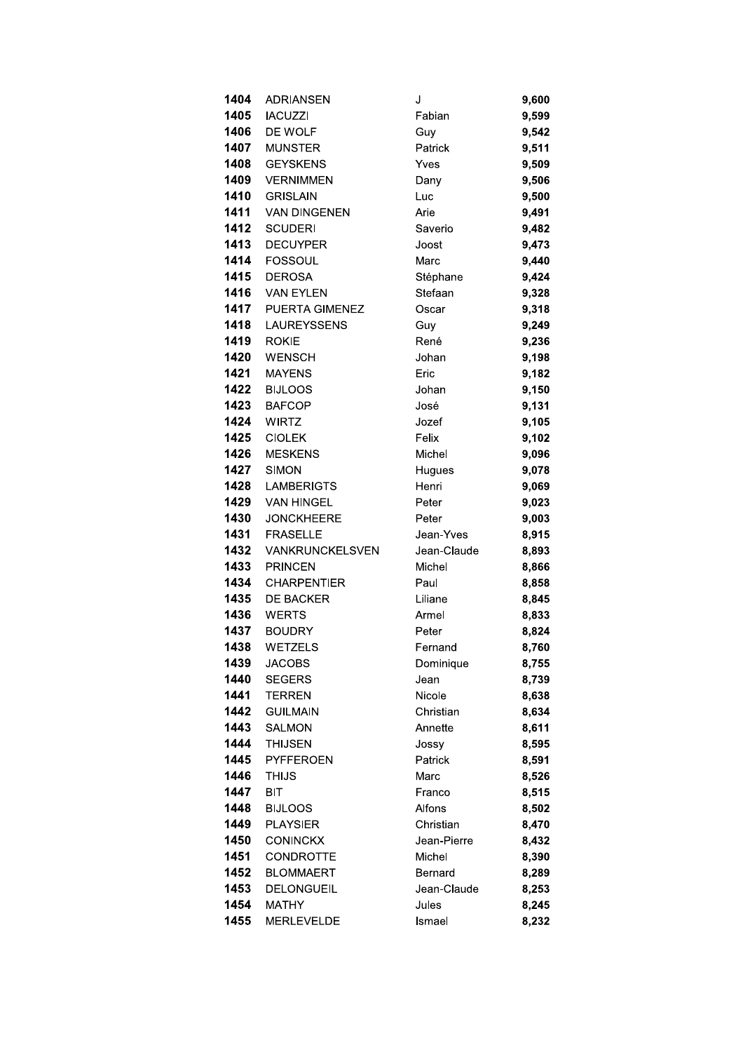| | | | |
|---|---|---|---|
| **1404** | ADRIANSEN | J | **9,600** |
| **1405** | IACUZZI | Fabian | **9,599** |
| **1406** | DE WOLF | Guy | **9,542** |
| **1407** | MUNSTER | Patrick | **9,511** |
| **1408** | GEYSKENS | Yves | **9,509** |
| **1409** | VERNIMMEN | Dany | **9,506** |
| **1410** | GRISLAIN | Luc | **9,500** |
| **1411** | VAN DINGENEN | Arie | **9,491** |
| **1412** | SCUDERI | Saverio | **9,482** |
| **1413** | DECUYPER | Joost | **9,473** |
| **1414** | FOSSOUL | Marc | **9,440** |
| **1415** | DEROSA | Stéphane | **9,424** |
| **1416** | VAN EYLEN | Stefaan | **9,328** |
| **1417** | PUERTA GIMENEZ | Oscar | **9,318** |
| **1418** | LAUREYSSENS | Guy | **9,249** |
| **1419** | ROKIE | René | **9,236** |
| **1420** | WENSCH | Johan | **9,198** |
| **1421** | MAYENS | Eric | **9,182** |
| **1422** | BIJLOOS | Johan | **9,150** |
| **1423** | BAFCOP | José | **9,131** |
| **1424** | WIRTZ | Jozef | **9,105** |
| **1425** | CIOLEK | Felix | **9,102** |
| **1426** | MESKENS | Michel | **9,096** |
| **1427** | SIMON | Hugues | **9,078** |
| **1428** | LAMBERIGTS | Henri | **9,069** |
| **1429** | VAN HINGEL | Peter | **9,023** |
| **1430** | JONCKHEERE | Peter | **9,003** |
| **1431** | FRASELLE | Jean-Yves | **8,915** |
| **1432** | VANKRUNCKELSVEN | Jean-Claude | **8,893** |
| **1433** | PRINCEN | Michel | **8,866** |
| **1434** | CHARPENTIER | Paul | **8,858** |
| **1435** | DE BACKER | Liliane | **8,845** |
| **1436** | WERTS | Armel | **8,833** |
| **1437** | BOUDRY | Peter | **8,824** |
| **1438** | WETZELS | Fernand | **8,760** |
| **1439** | JACOBS | Dominique | **8,755** |
| **1440** | SEGERS | Jean | **8,739** |
| **1441** | TERREN | Nicole | **8,638** |
| **1442** | GUILMAIN | Christian | **8,634** |
| **1443** | SALMON | Annette | **8,611** |
| **1444** | THIJSEN | Jossy | **8,595** |
| **1445** | PYFFEROEN | Patrick | **8,591** |
| **1446** | THIJS | Marc | **8,526** |
| **1447** | BIT | Franco | **8,515** |
| **1448** | BIJLOOS | Alfons | **8,502** |
| **1449** | PLAYSIER | Christian | **8,470** |
| **1450** | CONINCKX | Jean-Pierre | **8,432** |
| **1451** | CONDROTTE | Michel | **8,390** |
| **1452** | BLOMMAERT | Bernard | **8,289** |
| **1453** | DELONGUEIL | Jean-Claude | **8,253** |
| **1454** | MATHY | Jules | **8,245** |
| **1455** | MERLEVELDE | Ismael | **8,232** |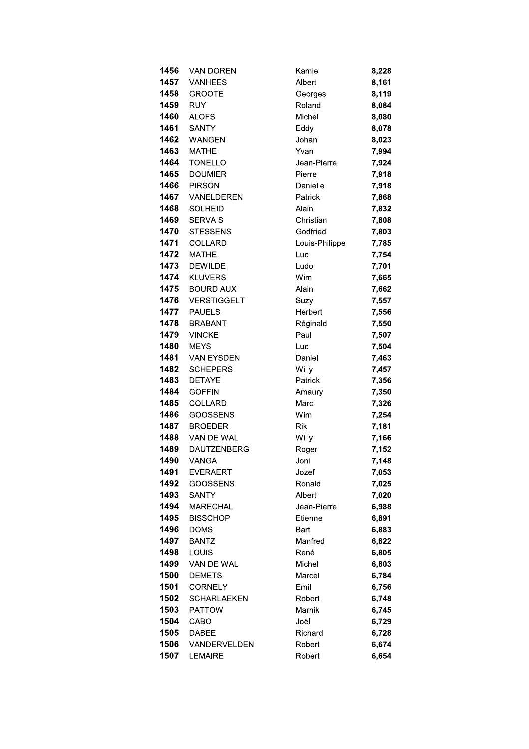| | | | |
|---|---|---|---|
| 1456 | VAN DOREN | Kamiel | 8,228 |
| 1457 | VANHEES | Albert | 8,161 |
| 1458 | GROOTE | Georges | 8,119 |
| 1459 | RUY | Roland | 8,084 |
| 1460 | ALOFS | Michel | 8,080 |
| 1461 | SANTY | Eddy | 8,078 |
| 1462 | WANGEN | Johan | 8,023 |
| 1463 | MATHEI | Yvan | 7,994 |
| 1464 | TONELLO | Jean-Pierre | 7,924 |
| 1465 | DOUMIER | Pierre | 7,918 |
| 1466 | PIRSON | Danielle | 7,918 |
| 1467 | VANELDEREN | Patrick | 7,868 |
| 1468 | SOLHEID | Alain | 7,832 |
| 1469 | SERVAIS | Christian | 7,808 |
| 1470 | STESSENS | Godfried | 7,803 |
| 1471 | COLLARD | Louis-Philippe | 7,785 |
| 1472 | MATHEI | Luc | 7,754 |
| 1473 | DEWILDE | Ludo | 7,701 |
| 1474 | KLUVERS | Wim | 7,665 |
| 1475 | BOURDIAUX | Alain | 7,662 |
| 1476 | VERSTIGGELT | Suzy | 7,557 |
| 1477 | PAUELS | Herbert | 7,556 |
| 1478 | BRABANT | Réginald | 7,550 |
| 1479 | VINCKE | Paul | 7,507 |
| 1480 | MEYS | Luc | 7,504 |
| 1481 | VAN EYSDEN | Daniel | 7,463 |
| 1482 | SCHEPERS | Willy | 7,457 |
| 1483 | DETAYE | Patrick | 7,356 |
| 1484 | GOFFIN | Amaury | 7,350 |
| 1485 | COLLARD | Marc | 7,326 |
| 1486 | GOOSSENS | Wim | 7,254 |
| 1487 | BROEDER | Rik | 7,181 |
| 1488 | VAN DE WAL | Willy | 7,166 |
| 1489 | DAUTZENBERG | Roger | 7,152 |
| 1490 | VANGA | Joni | 7,148 |
| 1491 | EVERAERT | Jozef | 7,053 |
| 1492 | GOOSSENS | Ronald | 7,025 |
| 1493 | SANTY | Albert | 7,020 |
| 1494 | MARECHAL | Jean-Pierre | 6,988 |
| 1495 | BISSCHOP | Etienne | 6,891 |
| 1496 | DOMS | Bart | 6,883 |
| 1497 | BANTZ | Manfred | 6,822 |
| 1498 | LOUIS | René | 6,805 |
| 1499 | VAN DE WAL | Michel | 6,803 |
| 1500 | DEMETS | Marcel | 6,784 |
| 1501 | CORNELY | Emil | 6,756 |
| 1502 | SCHARLAEKEN | Robert | 6,748 |
| 1503 | PATTOW | Marnik | 6,745 |
| 1504 | CABO | Joël | 6,729 |
| 1505 | DABEE | Richard | 6,728 |
| 1506 | VANDERVELDEN | Robert | 6,674 |
| 1507 | LEMAIRE | Robert | 6,654 |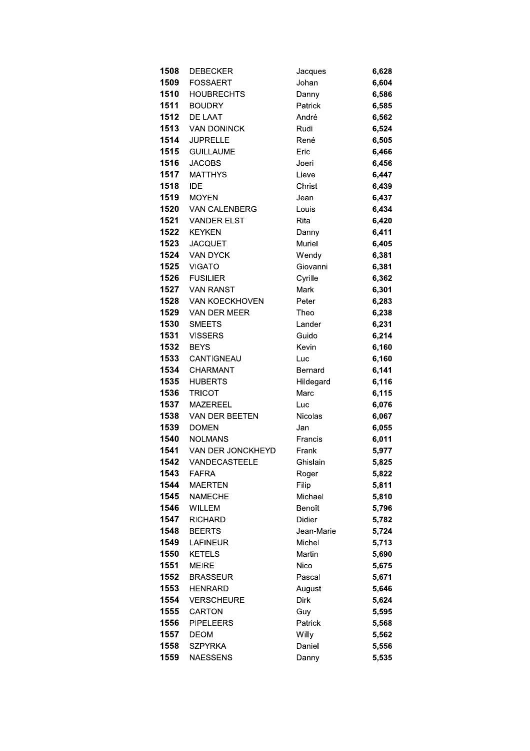| | | | |
|---|---|---|---|
| **1508** | DEBECKER | Jacques | **6,628** |
| **1509** | FOSSAERT | Johan | **6,604** |
| **1510** | HOUBRECHTS | Danny | **6,586** |
| **1511** | BOUDRY | Patrick | **6,585** |
| **1512** | DE LAAT | André | **6,562** |
| **1513** | VAN DONINCK | Rudi | **6,524** |
| **1514** | JUPRELLE | René | **6,505** |
| **1515** | GUILLAUME | Eric | **6,466** |
| **1516** | JACOBS | Joeri | **6,456** |
| **1517** | MATTHYS | Lieve | **6,447** |
| **1518** | IDE | Christ | **6,439** |
| **1519** | MOYEN | Jean | **6,437** |
| **1520** | VAN CALENBERG | Louis | **6,434** |
| **1521** | VANDER ELST | Rita | **6,420** |
| **1522** | KEYKEN | Danny | **6,411** |
| **1523** | JACQUET | Muriel | **6,405** |
| **1524** | VAN DYCK | Wendy | **6,381** |
| **1525** | VIGATO | Giovanni | **6,381** |
| **1526** | FUSILIER | Cyrille | **6,362** |
| **1527** | VAN RANST | Mark | **6,301** |
| **1528** | VAN KOECKHOVEN | Peter | **6,283** |
| **1529** | VAN DER MEER | Theo | **6,238** |
| **1530** | SMEETS | Lander | **6,231** |
| **1531** | VISSERS | Guido | **6,214** |
| **1532** | BEYS | Kevin | **6,160** |
| **1533** | CANTIGNEAU | Luc | **6,160** |
| **1534** | CHARMANT | Bernard | **6,141** |
| **1535** | HUBERTS | Hildegard | **6,116** |
| **1536** | TRICOT | Marc | **6,115** |
| **1537** | MAZEREEL | Luc | **6,076** |
| **1538** | VAN DER BEETEN | Nicolas | **6,067** |
| **1539** | DOMEN | Jan | **6,055** |
| **1540** | NOLMANS | Francis | **6,011** |
| **1541** | VAN DER JONCKHEYD | Frank | **5,977** |
| **1542** | VANDECASTEELE | Ghislain | **5,825** |
| **1543** | FAFRA | Roger | **5,822** |
| **1544** | MAERTEN | Filip | **5,811** |
| **1545** | NAMECHE | Michael | **5,810** |
| **1546** | WILLEM | Benoît | **5,796** |
| **1547** | RICHARD | Didier | **5,782** |
| **1548** | BEERTS | Jean-Marie | **5,724** |
| **1549** | LAFINEUR | Michel | **5,713** |
| **1550** | KETELS | Martin | **5,690** |
| **1551** | MEIRE | Nico | **5,675** |
| **1552** | BRASSEUR | Pascal | **5,671** |
| **1553** | HENRARD | August | **5,646** |
| **1554** | VERSCHEURE | Dirk | **5,624** |
| **1555** | CARTON | Guy | **5,595** |
| **1556** | PIPELEERS | Patrick | **5,568** |
| **1557** | DEOM | Willy | **5,562** |
| **1558** | SZPYRKA | Daniel | **5,556** |
| **1559** | NAESSENS | Danny | **5,535** |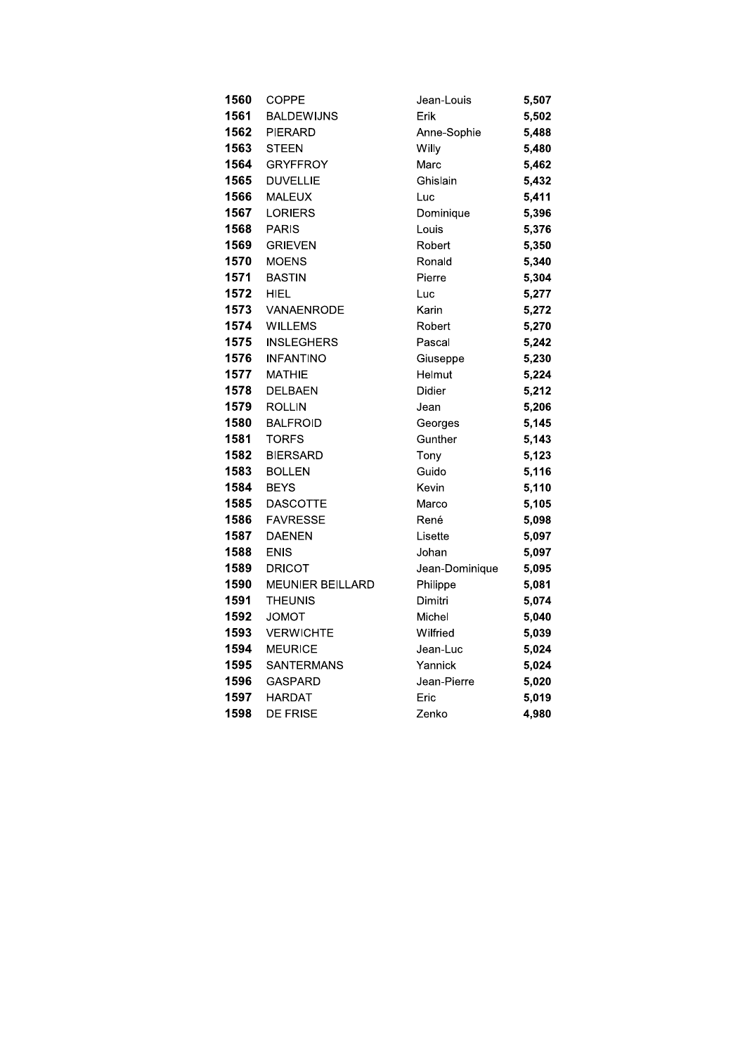| | | | |
|---|---|---|---|
| **1560** | COPPE | Jean-Louis | **5,507** |
| **1561** | BALDEWIJNS | Erik | **5,502** |
| **1562** | PIERARD | Anne-Sophie | **5,488** |
| **1563** | STEEN | Willy | **5,480** |
| **1564** | GRYFFROY | Marc | **5,462** |
| **1565** | DUVELLIE | Ghislain | **5,432** |
| **1566** | MALEUX | Luc | **5,411** |
| **1567** | LORIERS | Dominique | **5,396** |
| **1568** | PARIS | Louis | **5,376** |
| **1569** | GRIEVEN | Robert | **5,350** |
| **1570** | MOENS | Ronald | **5,340** |
| **1571** | BASTIN | Pierre | **5,304** |
| **1572** | HIEL | Luc | **5,277** |
| **1573** | VANAENRODE | Karin | **5,272** |
| **1574** | WILLEMS | Robert | **5,270** |
| **1575** | INSLEGHERS | Pascal | **5,242** |
| **1576** | INFANTINO | Giuseppe | **5,230** |
| **1577** | MATHIE | Helmut | **5,224** |
| **1578** | DELBAEN | Didier | **5,212** |
| **1579** | ROLLIN | Jean | **5,206** |
| **1580** | BALFROID | Georges | **5,145** |
| **1581** | TORFS | Gunther | **5,143** |
| **1582** | BIERSARD | Tony | **5,123** |
| **1583** | BOLLEN | Guido | **5,116** |
| **1584** | BEYS | Kevin | **5,110** |
| **1585** | DASCOTTE | Marco | **5,105** |
| **1586** | FAVRESSE | René | **5,098** |
| **1587** | DAENEN | Lisette | **5,097** |
| **1588** | ENIS | Johan | **5,097** |
| **1589** | DRICOT | Jean-Dominique | **5,095** |
| **1590** | MEUNIER BEILLARD | Philippe | **5,081** |
| **1591** | THEUNIS | Dimitri | **5,074** |
| **1592** | JOMOT | Michel | **5,040** |
| **1593** | VERWICHTE | Wilfried | **5,039** |
| **1594** | MEURICE | Jean-Luc | **5,024** |
| **1595** | SANTERMANS | Yannick | **5,024** |
| **1596** | GASPARD | Jean-Pierre | **5,020** |
| **1597** | HARDAT | Eric | **5,019** |
| **1598** | DE FRISE | Zenko | **4,980** |